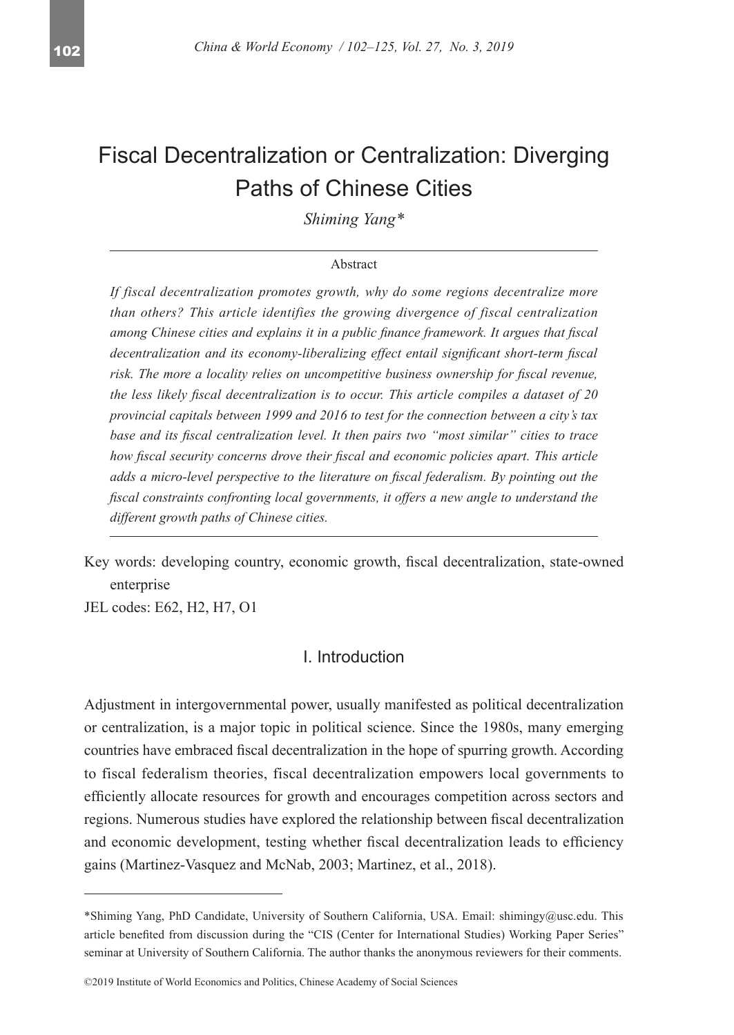# Fiscal Decentralization or Centralization: Diverging Paths of Chinese Cities

*Shiming Yang**

## Abstract

*If fiscal decentralization promotes growth, why do some regions decentralize more than others? This article identifies the growing divergence of fiscal centralization among Chinese cities and explains it in a public finance framework. It argues that fiscal decentralization and its economy-liberalizing effect entail significant short-term fiscal risk. The more a locality relies on uncompetitive business ownership for fiscal revenue, the less likely fiscal decentralization is to occur. This article compiles a dataset of 20 provincial capitals between 1999 and 2016 to test for the connection between a city's tax base and its fiscal centralization level. It then pairs two "most similar" cities to trace how fiscal security concerns drove their fiscal and economic policies apart. This article adds a micro-level perspective to the literature on fiscal federalism. By pointing out the fiscal constraints confronting local governments, it offers a new angle to understand the different growth paths of Chinese cities.*

Key words: developing country, economic growth, fiscal decentralization, state-owned enterprise

JEL codes: E62, H2, H7, O1

## I. Introduction

Adjustment in intergovernmental power, usually manifested as political decentralization or centralization, is a major topic in political science. Since the 1980s, many emerging countries have embraced fiscal decentralization in the hope of spurring growth. According to fiscal federalism theories, fiscal decentralization empowers local governments to efficiently allocate resources for growth and encourages competition across sectors and regions. Numerous studies have explored the relationship between fiscal decentralization and economic development, testing whether fiscal decentralization leads to efficiency gains (Martinez-Vasquez and McNab, 2003; Martinez, et al., 2018).

---

*Shiming Yang, PhD Candidate, University of Southern California, USA. Email: shimingy@usc.edu. This article benefited from discussion during the "CIS (Center for International Studies) Working Paper Series" seminar at University of Southern California. The author thanks the anonymous reviewers for their comments.

©2019 Institute of World Economics and Politics, Chinese Academy of Social Sciences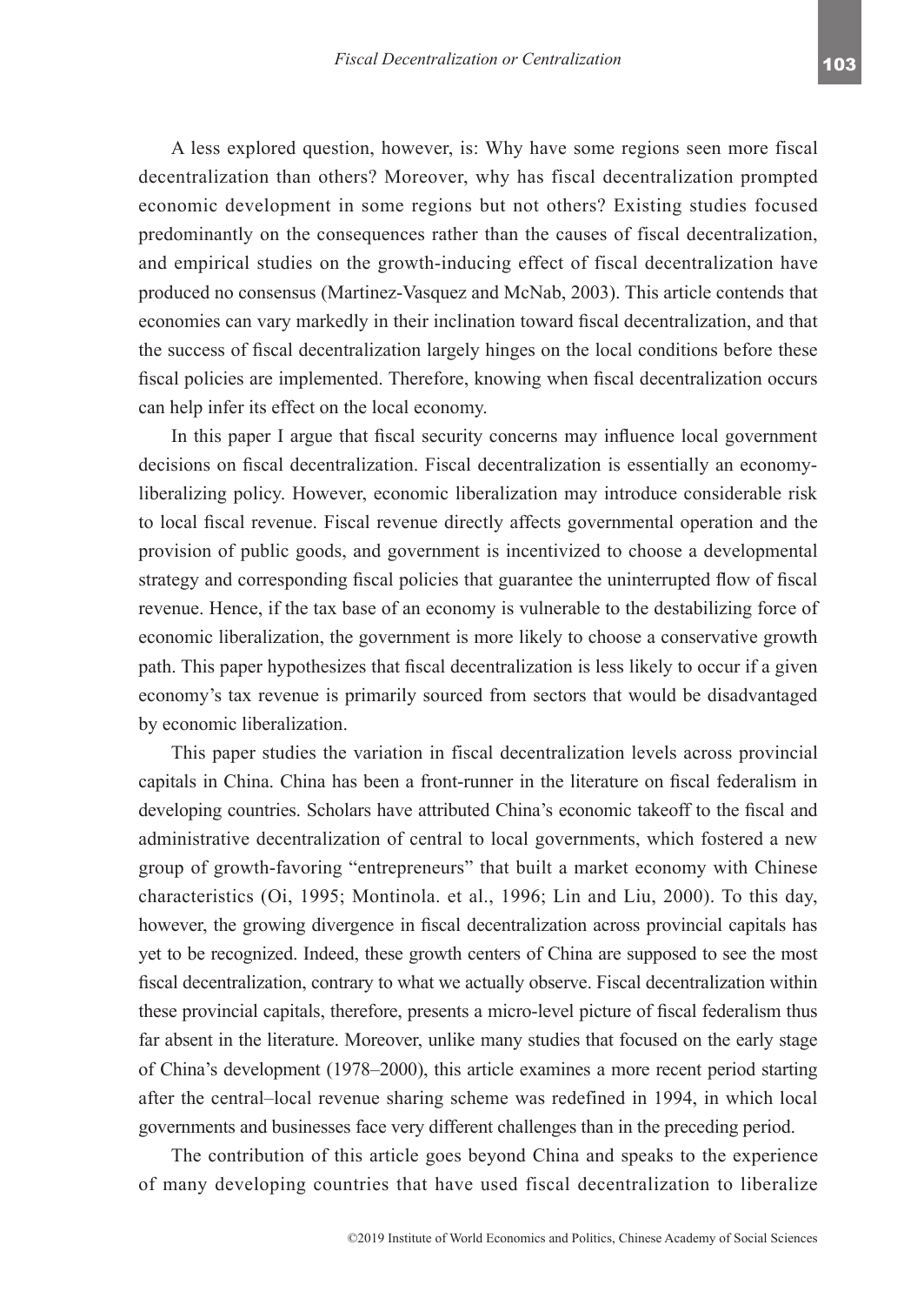A less explored question, however, is: Why have some regions seen more fiscal decentralization than others? Moreover, why has fiscal decentralization prompted economic development in some regions but not others? Existing studies focused predominantly on the consequences rather than the causes of fiscal decentralization, and empirical studies on the growth-inducing effect of fiscal decentralization have produced no consensus (Martinez-Vasquez and McNab, 2003). This article contends that economies can vary markedly in their inclination toward fiscal decentralization, and that the success of fiscal decentralization largely hinges on the local conditions before these fiscal policies are implemented. Therefore, knowing when fiscal decentralization occurs can help infer its effect on the local economy.

In this paper I argue that fiscal security concerns may influence local government decisions on fiscal decentralization. Fiscal decentralization is essentially an economy-liberalizing policy. However, economic liberalization may introduce considerable risk to local fiscal revenue. Fiscal revenue directly affects governmental operation and the provision of public goods, and government is incentivized to choose a developmental strategy and corresponding fiscal policies that guarantee the uninterrupted flow of fiscal revenue. Hence, if the tax base of an economy is vulnerable to the destabilizing force of economic liberalization, the government is more likely to choose a conservative growth path. This paper hypothesizes that fiscal decentralization is less likely to occur if a given economy's tax revenue is primarily sourced from sectors that would be disadvantaged by economic liberalization.

This paper studies the variation in fiscal decentralization levels across provincial capitals in China. China has been a front-runner in the literature on fiscal federalism in developing countries. Scholars have attributed China's economic takeoff to the fiscal and administrative decentralization of central to local governments, which fostered a new group of growth-favoring "entrepreneurs" that built a market economy with Chinese characteristics (Oi, 1995; Montinola. et al., 1996; Lin and Liu, 2000). To this day, however, the growing divergence in fiscal decentralization across provincial capitals has yet to be recognized. Indeed, these growth centers of China are supposed to see the most fiscal decentralization, contrary to what we actually observe. Fiscal decentralization within these provincial capitals, therefore, presents a micro-level picture of fiscal federalism thus far absent in the literature. Moreover, unlike many studies that focused on the early stage of China's development (1978–2000), this article examines a more recent period starting after the central–local revenue sharing scheme was redefined in 1994, in which local governments and businesses face very different challenges than in the preceding period.

The contribution of this article goes beyond China and speaks to the experience of many developing countries that have used fiscal decentralization to liberalize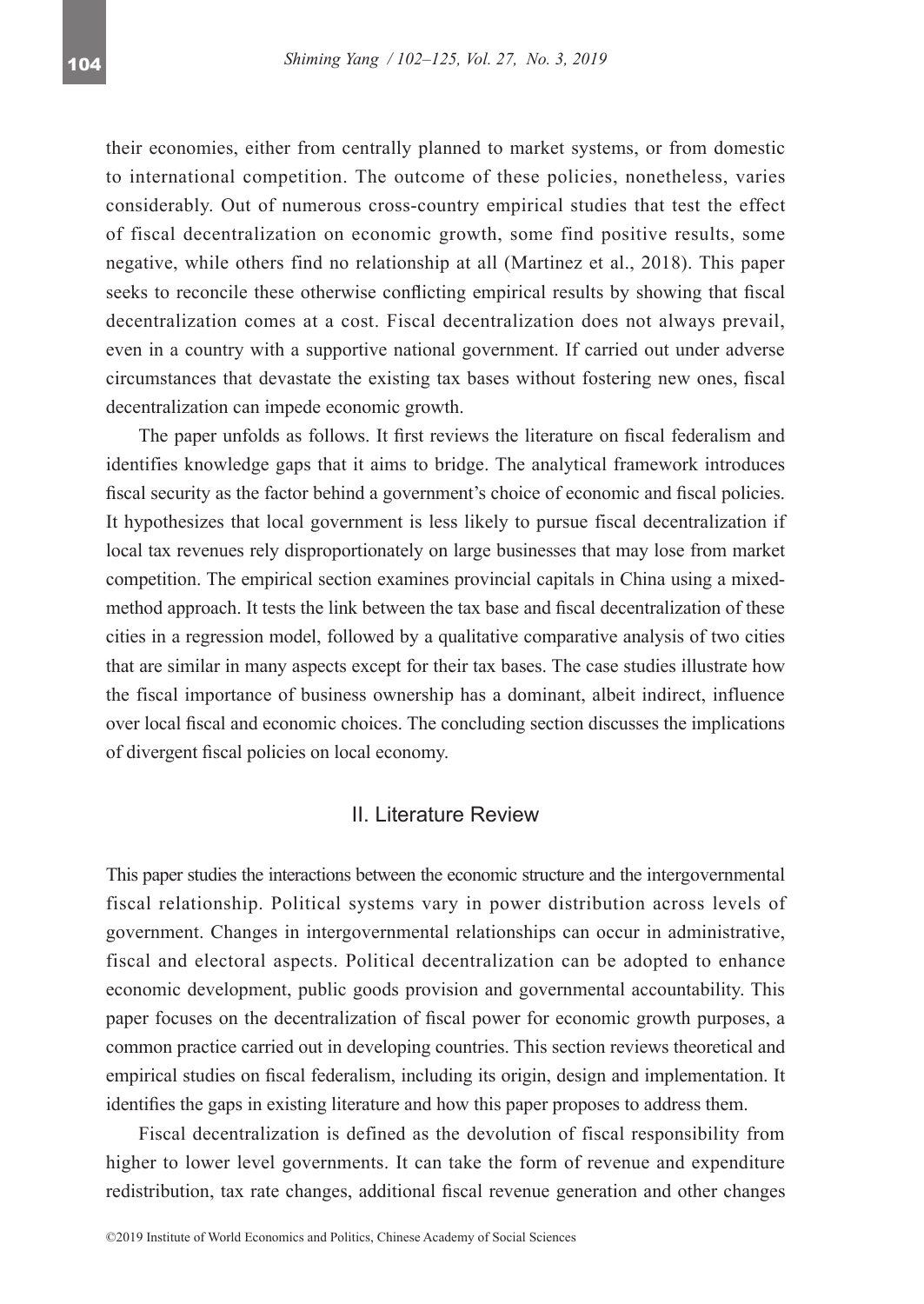their economies, either from centrally planned to market systems, or from domestic to international competition. The outcome of these policies, nonetheless, varies considerably. Out of numerous cross-country empirical studies that test the effect of fiscal decentralization on economic growth, some find positive results, some negative, while others find no relationship at all (Martinez et al., 2018). This paper seeks to reconcile these otherwise conflicting empirical results by showing that fiscal decentralization comes at a cost. Fiscal decentralization does not always prevail, even in a country with a supportive national government. If carried out under adverse circumstances that devastate the existing tax bases without fostering new ones, fiscal decentralization can impede economic growth.

The paper unfolds as follows. It first reviews the literature on fiscal federalism and identifies knowledge gaps that it aims to bridge. The analytical framework introduces fiscal security as the factor behind a government's choice of economic and fiscal policies. It hypothesizes that local government is less likely to pursue fiscal decentralization if local tax revenues rely disproportionately on large businesses that may lose from market competition. The empirical section examines provincial capitals in China using a mixed-method approach. It tests the link between the tax base and fiscal decentralization of these cities in a regression model, followed by a qualitative comparative analysis of two cities that are similar in many aspects except for their tax bases. The case studies illustrate how the fiscal importance of business ownership has a dominant, albeit indirect, influence over local fiscal and economic choices. The concluding section discusses the implications of divergent fiscal policies on local economy.

## II. Literature Review

This paper studies the interactions between the economic structure and the intergovernmental fiscal relationship. Political systems vary in power distribution across levels of government. Changes in intergovernmental relationships can occur in administrative, fiscal and electoral aspects. Political decentralization can be adopted to enhance economic development, public goods provision and governmental accountability. This paper focuses on the decentralization of fiscal power for economic growth purposes, a common practice carried out in developing countries. This section reviews theoretical and empirical studies on fiscal federalism, including its origin, design and implementation. It identifies the gaps in existing literature and how this paper proposes to address them.

Fiscal decentralization is defined as the devolution of fiscal responsibility from higher to lower level governments. It can take the form of revenue and expenditure redistribution, tax rate changes, additional fiscal revenue generation and other changes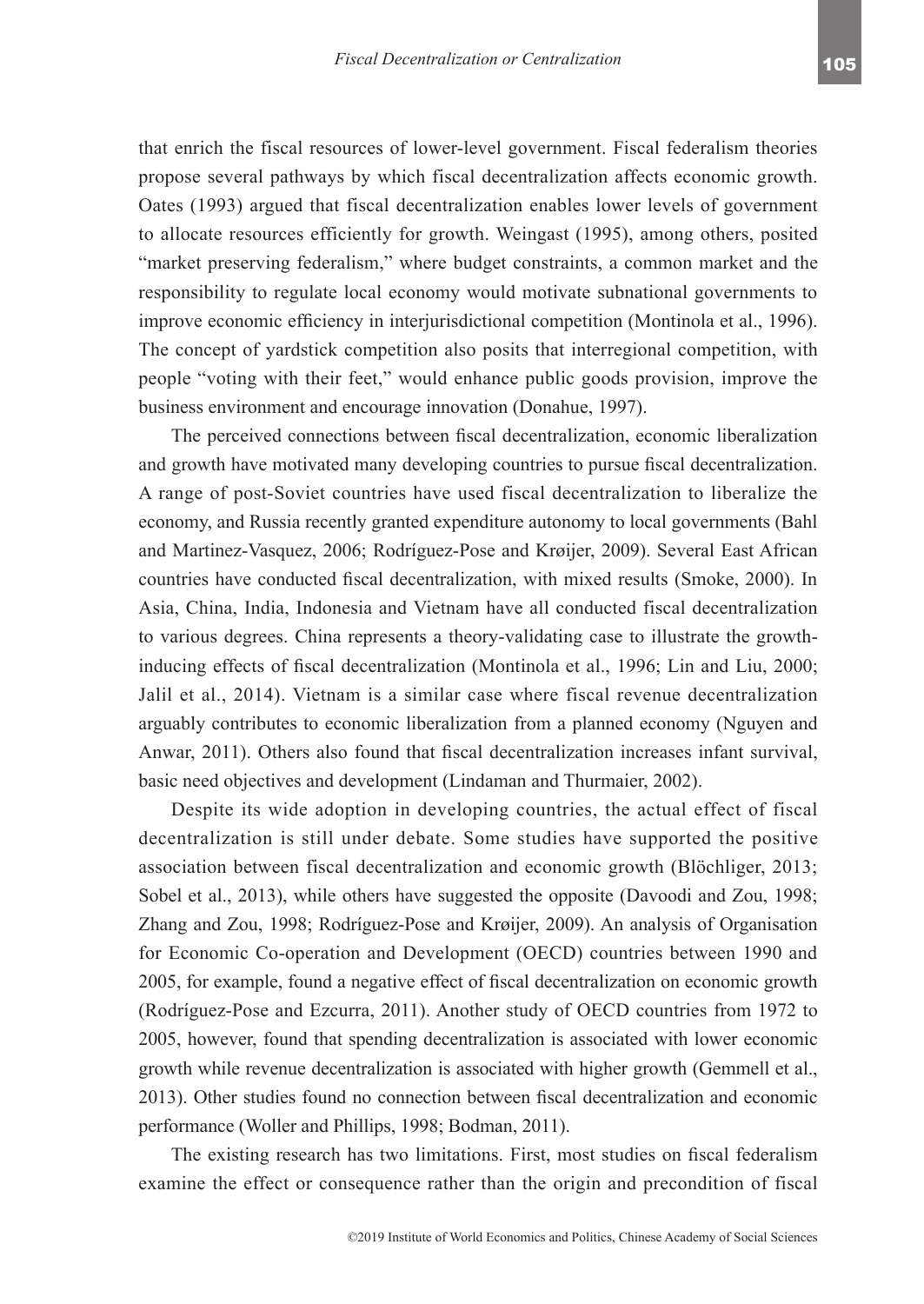that enrich the fiscal resources of lower-level government. Fiscal federalism theories propose several pathways by which fiscal decentralization affects economic growth. Oates (1993) argued that fiscal decentralization enables lower levels of government to allocate resources efficiently for growth. Weingast (1995), among others, posited "market preserving federalism," where budget constraints, a common market and the responsibility to regulate local economy would motivate subnational governments to improve economic efficiency in interjurisdictional competition (Montinola et al., 1996). The concept of yardstick competition also posits that interregional competition, with people "voting with their feet," would enhance public goods provision, improve the business environment and encourage innovation (Donahue, 1997).

The perceived connections between fiscal decentralization, economic liberalization and growth have motivated many developing countries to pursue fiscal decentralization. A range of post-Soviet countries have used fiscal decentralization to liberalize the economy, and Russia recently granted expenditure autonomy to local governments (Bahl and Martinez-Vasquez, 2006; Rodríguez-Pose and Krøijer, 2009). Several East African countries have conducted fiscal decentralization, with mixed results (Smoke, 2000). In Asia, China, India, Indonesia and Vietnam have all conducted fiscal decentralization to various degrees. China represents a theory-validating case to illustrate the growth-inducing effects of fiscal decentralization (Montinola et al., 1996; Lin and Liu, 2000; Jalil et al., 2014). Vietnam is a similar case where fiscal revenue decentralization arguably contributes to economic liberalization from a planned economy (Nguyen and Anwar, 2011). Others also found that fiscal decentralization increases infant survival, basic need objectives and development (Lindaman and Thurmaier, 2002).

Despite its wide adoption in developing countries, the actual effect of fiscal decentralization is still under debate. Some studies have supported the positive association between fiscal decentralization and economic growth (Blöchliger, 2013; Sobel et al., 2013), while others have suggested the opposite (Davoodi and Zou, 1998; Zhang and Zou, 1998; Rodríguez-Pose and Krøijer, 2009). An analysis of Organisation for Economic Co-operation and Development (OECD) countries between 1990 and 2005, for example, found a negative effect of fiscal decentralization on economic growth (Rodríguez-Pose and Ezcurra, 2011). Another study of OECD countries from 1972 to 2005, however, found that spending decentralization is associated with lower economic growth while revenue decentralization is associated with higher growth (Gemmell et al., 2013). Other studies found no connection between fiscal decentralization and economic performance (Woller and Phillips, 1998; Bodman, 2011).

The existing research has two limitations. First, most studies on fiscal federalism examine the effect or consequence rather than the origin and precondition of fiscal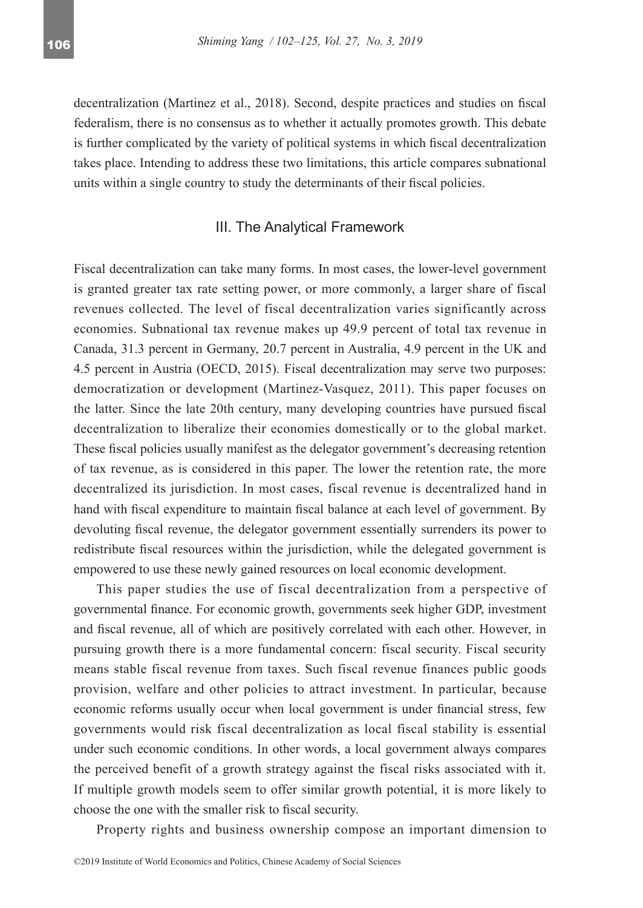decentralization (Martinez et al., 2018). Second, despite practices and studies on fiscal federalism, there is no consensus as to whether it actually promotes growth. This debate is further complicated by the variety of political systems in which fiscal decentralization takes place. Intending to address these two limitations, this article compares subnational units within a single country to study the determinants of their fiscal policies.

## III. The Analytical Framework

Fiscal decentralization can take many forms. In most cases, the lower-level government is granted greater tax rate setting power, or more commonly, a larger share of fiscal revenues collected. The level of fiscal decentralization varies significantly across economies. Subnational tax revenue makes up 49.9 percent of total tax revenue in Canada, 31.3 percent in Germany, 20.7 percent in Australia, 4.9 percent in the UK and 4.5 percent in Austria (OECD, 2015). Fiscal decentralization may serve two purposes: democratization or development (Martinez-Vasquez, 2011). This paper focuses on the latter. Since the late 20th century, many developing countries have pursued fiscal decentralization to liberalize their economies domestically or to the global market. These fiscal policies usually manifest as the delegator government's decreasing retention of tax revenue, as is considered in this paper. The lower the retention rate, the more decentralized its jurisdiction. In most cases, fiscal revenue is decentralized hand in hand with fiscal expenditure to maintain fiscal balance at each level of government. By devoluting fiscal revenue, the delegator government essentially surrenders its power to redistribute fiscal resources within the jurisdiction, while the delegated government is empowered to use these newly gained resources on local economic development.

This paper studies the use of fiscal decentralization from a perspective of governmental finance. For economic growth, governments seek higher GDP, investment and fiscal revenue, all of which are positively correlated with each other. However, in pursuing growth there is a more fundamental concern: fiscal security. Fiscal security means stable fiscal revenue from taxes. Such fiscal revenue finances public goods provision, welfare and other policies to attract investment. In particular, because economic reforms usually occur when local government is under financial stress, few governments would risk fiscal decentralization as local fiscal stability is essential under such economic conditions. In other words, a local government always compares the perceived benefit of a growth strategy against the fiscal risks associated with it. If multiple growth models seem to offer similar growth potential, it is more likely to choose the one with the smaller risk to fiscal security.

Property rights and business ownership compose an important dimension to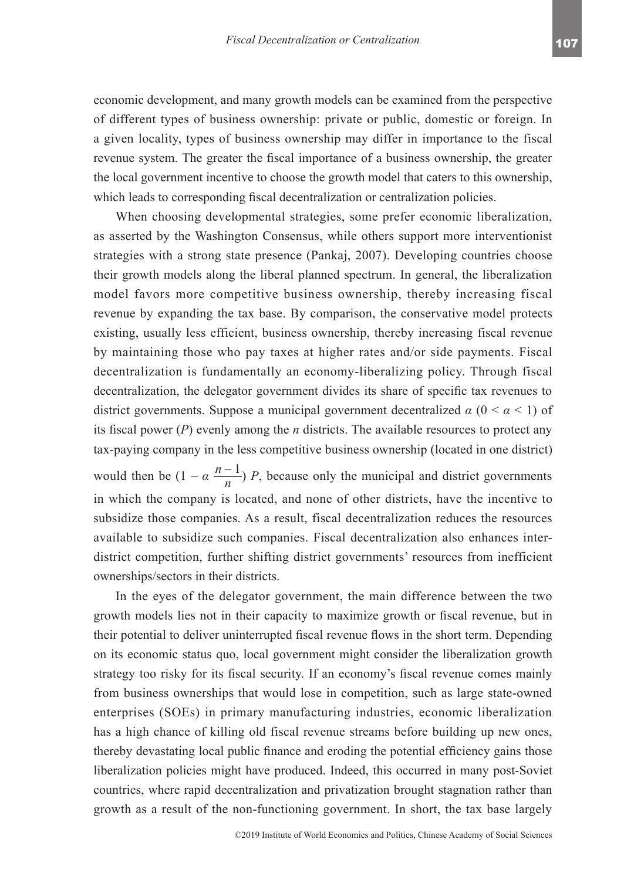economic development, and many growth models can be examined from the perspective of different types of business ownership: private or public, domestic or foreign. In a given locality, types of business ownership may differ in importance to the fiscal revenue system. The greater the fiscal importance of a business ownership, the greater the local government incentive to choose the growth model that caters to this ownership, which leads to corresponding fiscal decentralization or centralization policies.

When choosing developmental strategies, some prefer economic liberalization, as asserted by the Washington Consensus, while others support more interventionist strategies with a strong state presence (Pankaj, 2007). Developing countries choose their growth models along the liberal planned spectrum. In general, the liberalization model favors more competitive business ownership, thereby increasing fiscal revenue by expanding the tax base. By comparison, the conservative model protects existing, usually less efficient, business ownership, thereby increasing fiscal revenue by maintaining those who pay taxes at higher rates and/or side payments. Fiscal decentralization is fundamentally an economy-liberalizing policy. Through fiscal decentralization, the delegator government divides its share of specific tax revenues to district governments. Suppose a municipal government decentralized $\alpha$ ($0 < \alpha < 1$) of its fiscal power ($P$) evenly among the $n$ districts. The available resources to protect any tax-paying company in the less competitive business ownership (located in one district) would then be $(1 - \alpha \frac{n-1}{n}) P$, because only the municipal and district governments in which the company is located, and none of other districts, have the incentive to subsidize those companies. As a result, fiscal decentralization reduces the resources available to subsidize such companies. Fiscal decentralization also enhances inter-district competition, further shifting district governments' resources from inefficient ownerships/sectors in their districts.

In the eyes of the delegator government, the main difference between the two growth models lies not in their capacity to maximize growth or fiscal revenue, but in their potential to deliver uninterrupted fiscal revenue flows in the short term. Depending on its economic status quo, local government might consider the liberalization growth strategy too risky for its fiscal security. If an economy's fiscal revenue comes mainly from business ownerships that would lose in competition, such as large state-owned enterprises (SOEs) in primary manufacturing industries, economic liberalization has a high chance of killing old fiscal revenue streams before building up new ones, thereby devastating local public finance and eroding the potential efficiency gains those liberalization policies might have produced. Indeed, this occurred in many post-Soviet countries, where rapid decentralization and privatization brought stagnation rather than growth as a result of the non-functioning government. In short, the tax base largely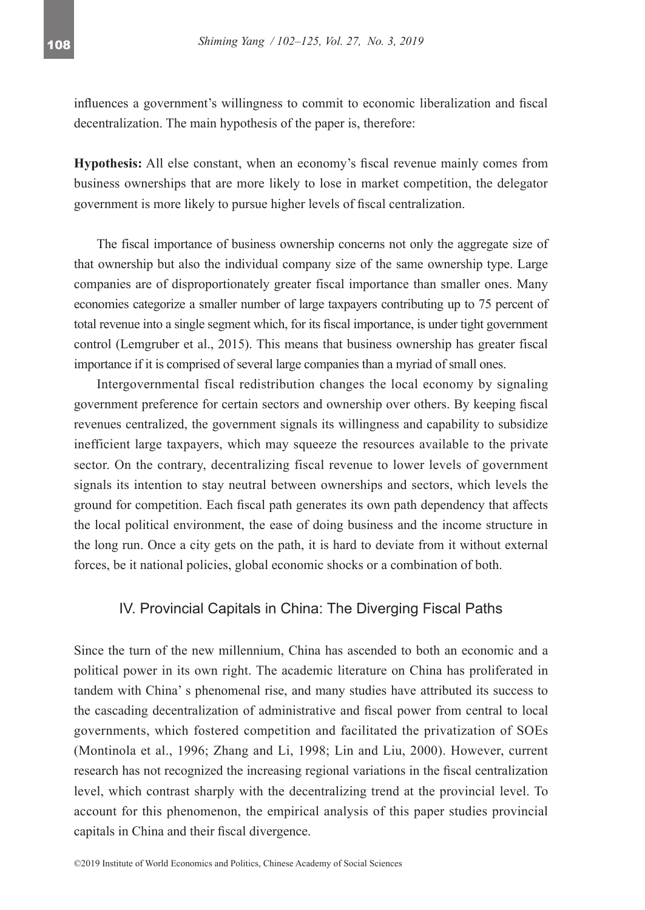influences a government's willingness to commit to economic liberalization and fiscal decentralization. The main hypothesis of the paper is, therefore:

**Hypothesis:** All else constant, when an economy's fiscal revenue mainly comes from business ownerships that are more likely to lose in market competition, the delegator government is more likely to pursue higher levels of fiscal centralization.

The fiscal importance of business ownership concerns not only the aggregate size of that ownership but also the individual company size of the same ownership type. Large companies are of disproportionately greater fiscal importance than smaller ones. Many economies categorize a smaller number of large taxpayers contributing up to 75 percent of total revenue into a single segment which, for its fiscal importance, is under tight government control (Lemgruber et al., 2015). This means that business ownership has greater fiscal importance if it is comprised of several large companies than a myriad of small ones.

Intergovernmental fiscal redistribution changes the local economy by signaling government preference for certain sectors and ownership over others. By keeping fiscal revenues centralized, the government signals its willingness and capability to subsidize inefficient large taxpayers, which may squeeze the resources available to the private sector. On the contrary, decentralizing fiscal revenue to lower levels of government signals its intention to stay neutral between ownerships and sectors, which levels the ground for competition. Each fiscal path generates its own path dependency that affects the local political environment, the ease of doing business and the income structure in the long run. Once a city gets on the path, it is hard to deviate from it without external forces, be it national policies, global economic shocks or a combination of both.

## IV. Provincial Capitals in China: The Diverging Fiscal Paths

Since the turn of the new millennium, China has ascended to both an economic and a political power in its own right. The academic literature on China has proliferated in tandem with China' s phenomenal rise, and many studies have attributed its success to the cascading decentralization of administrative and fiscal power from central to local governments, which fostered competition and facilitated the privatization of SOEs (Montinola et al., 1996; Zhang and Li, 1998; Lin and Liu, 2000). However, current research has not recognized the increasing regional variations in the fiscal centralization level, which contrast sharply with the decentralizing trend at the provincial level. To account for this phenomenon, the empirical analysis of this paper studies provincial capitals in China and their fiscal divergence.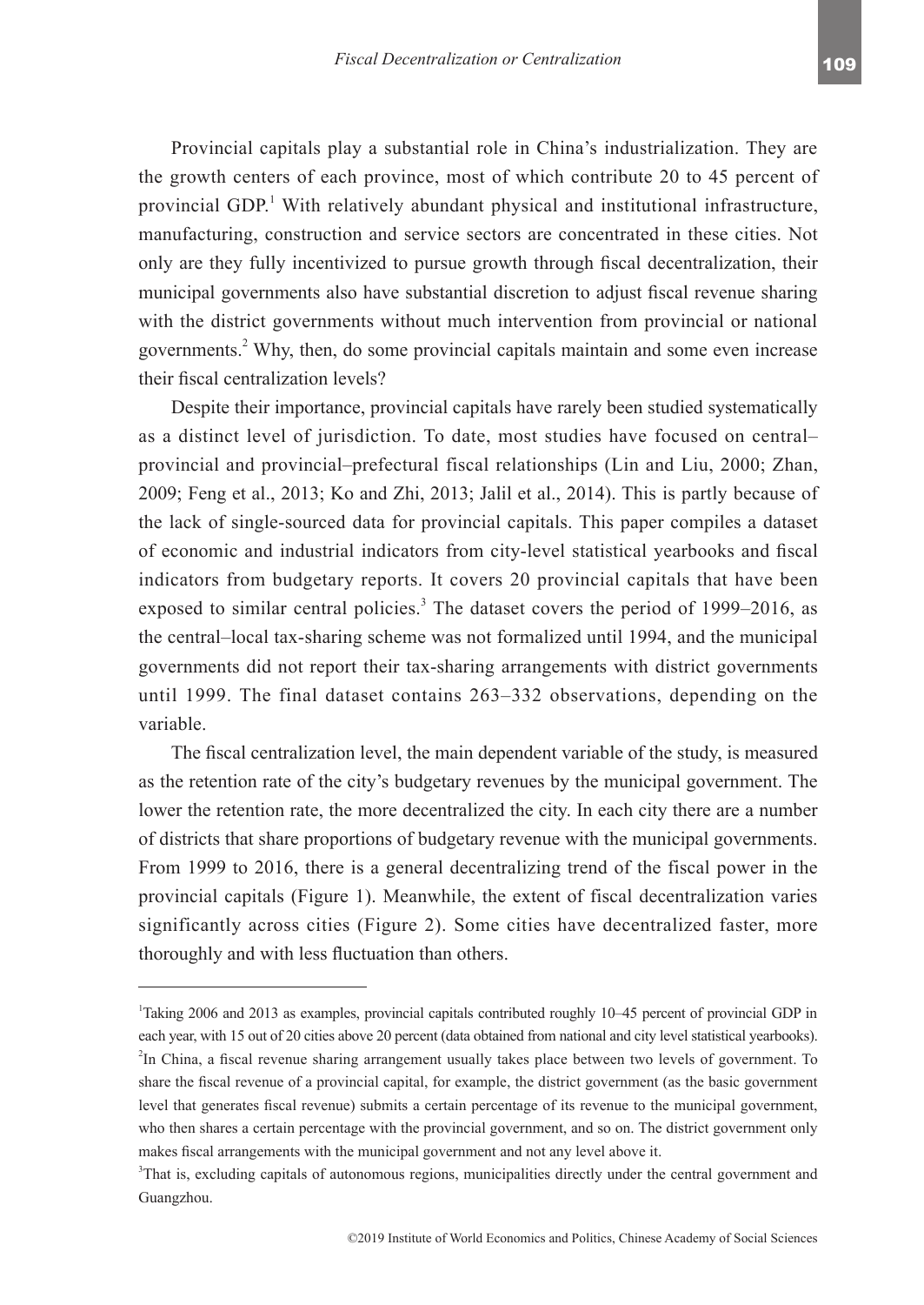Provincial capitals play a substantial role in China's industrialization. They are the growth centers of each province, most of which contribute 20 to 45 percent of provincial GDP.[1] With relatively abundant physical and institutional infrastructure, manufacturing, construction and service sectors are concentrated in these cities. Not only are they fully incentivized to pursue growth through fiscal decentralization, their municipal governments also have substantial discretion to adjust fiscal revenue sharing with the district governments without much intervention from provincial or national governments.[2] Why, then, do some provincial capitals maintain and some even increase their fiscal centralization levels?

Despite their importance, provincial capitals have rarely been studied systematically as a distinct level of jurisdiction. To date, most studies have focused on central–provincial and provincial–prefectural fiscal relationships (Lin and Liu, 2000; Zhan, 2009; Feng et al., 2013; Ko and Zhi, 2013; Jalil et al., 2014). This is partly because of the lack of single-sourced data for provincial capitals. This paper compiles a dataset of economic and industrial indicators from city-level statistical yearbooks and fiscal indicators from budgetary reports. It covers 20 provincial capitals that have been exposed to similar central policies.[3] The dataset covers the period of 1999–2016, as the central–local tax-sharing scheme was not formalized until 1994, and the municipal governments did not report their tax-sharing arrangements with district governments until 1999. The final dataset contains 263–332 observations, depending on the variable.

The fiscal centralization level, the main dependent variable of the study, is measured as the retention rate of the city's budgetary revenues by the municipal government. The lower the retention rate, the more decentralized the city. In each city there are a number of districts that share proportions of budgetary revenue with the municipal governments. From 1999 to 2016, there is a general decentralizing trend of the fiscal power in the provincial capitals (Figure 1). Meanwhile, the extent of fiscal decentralization varies significantly across cities (Figure 2). Some cities have decentralized faster, more thoroughly and with less fluctuation than others.

---

[1] Taking 2006 and 2013 as examples, provincial capitals contributed roughly 10–45 percent of provincial GDP in each year, with 15 out of 20 cities above 20 percent (data obtained from national and city level statistical yearbooks).

[2] In China, a fiscal revenue sharing arrangement usually takes place between two levels of government. To share the fiscal revenue of a provincial capital, for example, the district government (as the basic government level that generates fiscal revenue) submits a certain percentage of its revenue to the municipal government, who then shares a certain percentage with the provincial government, and so on. The district government only makes fiscal arrangements with the municipal government and not any level above it.

[3] That is, excluding capitals of autonomous regions, municipalities directly under the central government and Guangzhou.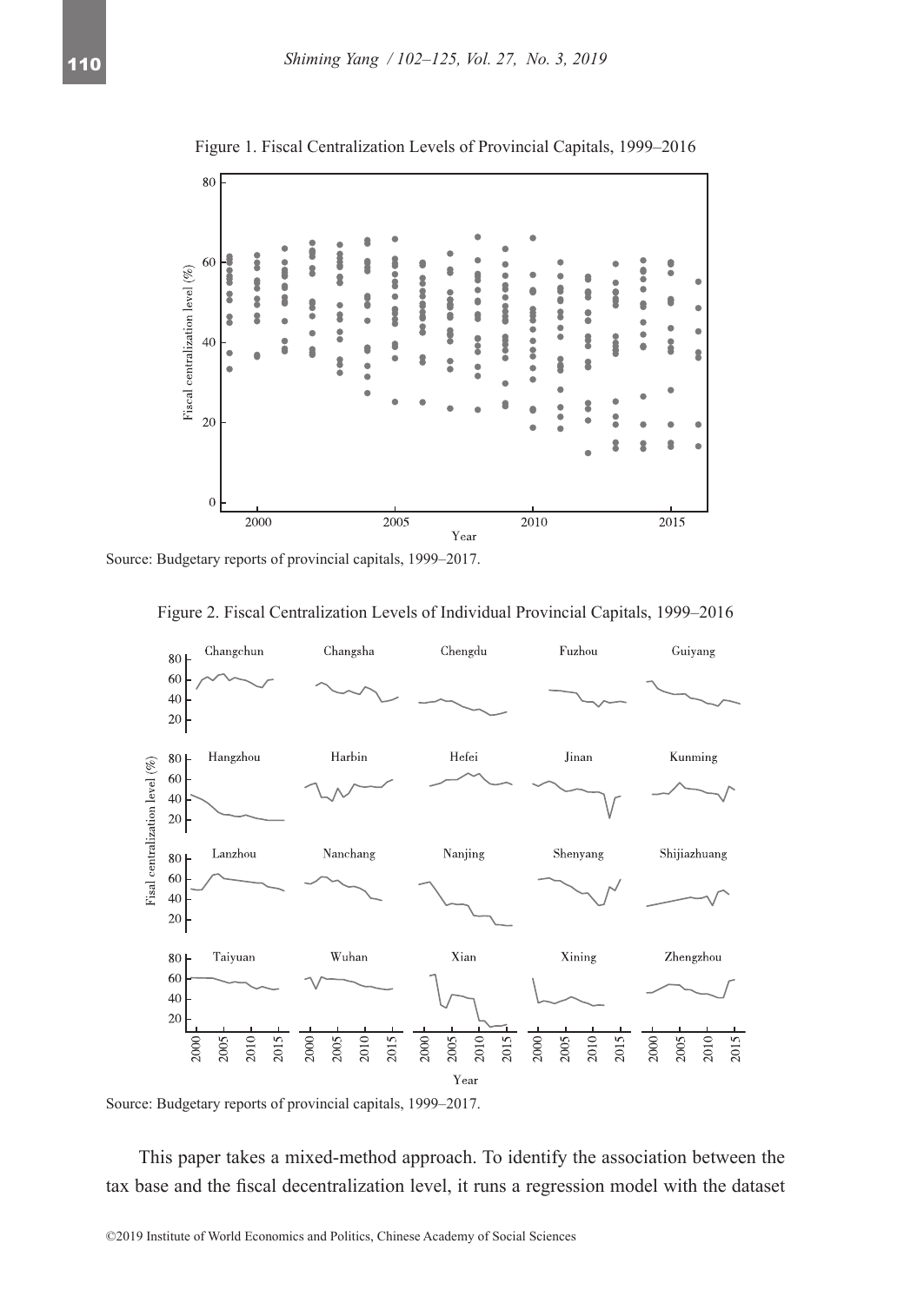Figure 1. Fiscal Centralization Levels of Provincial Capitals, 1999–2016

Source: Budgetary reports of provincial capitals, 1999–2017.

Figure 2. Fiscal Centralization Levels of Individual Provincial Capitals, 1999–2016

Source: Budgetary reports of provincial capitals, 1999–2017.

This paper takes a mixed-method approach. To identify the association between the tax base and the fiscal decentralization level, it runs a regression model with the dataset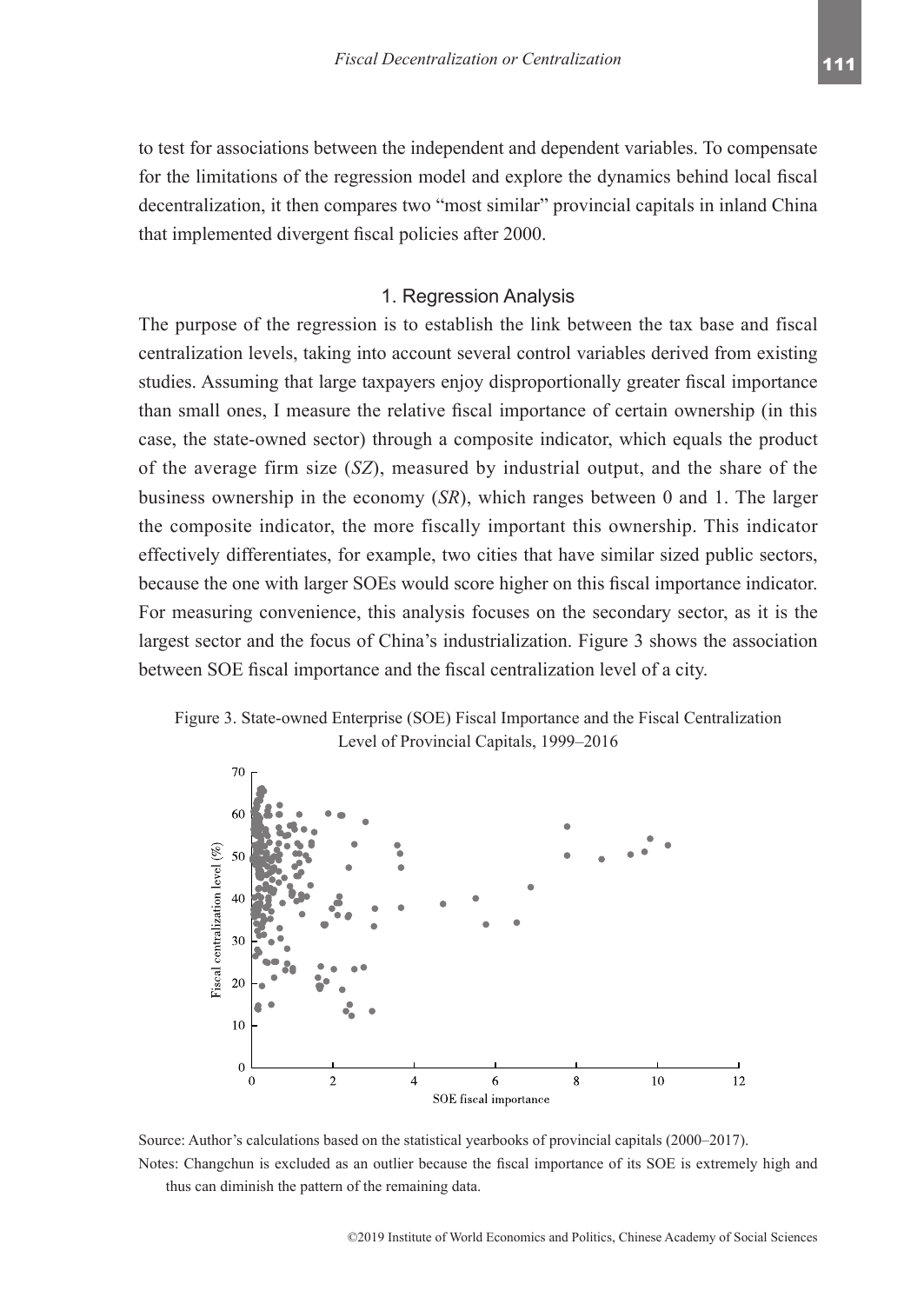to test for associations between the independent and dependent variables. To compensate for the limitations of the regression model and explore the dynamics behind local fiscal decentralization, it then compares two "most similar" provincial capitals in inland China that implemented divergent fiscal policies after 2000.

## 1. Regression Analysis

The purpose of the regression is to establish the link between the tax base and fiscal centralization levels, taking into account several control variables derived from existing studies. Assuming that large taxpayers enjoy disproportionally greater fiscal importance than small ones, I measure the relative fiscal importance of certain ownership (in this case, the state-owned sector) through a composite indicator, which equals the product of the average firm size ($SZ$), measured by industrial output, and the share of the business ownership in the economy ($SR$), which ranges between 0 and 1. The larger the composite indicator, the more fiscally important this ownership. This indicator effectively differentiates, for example, two cities that have similar sized public sectors, because the one with larger SOEs would score higher on this fiscal importance indicator. For measuring convenience, this analysis focuses on the secondary sector, as it is the largest sector and the focus of China's industrialization. Figure 3 shows the association between SOE fiscal importance and the fiscal centralization level of a city.

Figure 3. State-owned Enterprise (SOE) Fiscal Importance and the Fiscal Centralization Level of Provincial Capitals, 1999–2016

Source: Author's calculations based on the statistical yearbooks of provincial capitals (2000–2017).

Notes: Changchun is excluded as an outlier because the fiscal importance of its SOE is extremely high and thus can diminish the pattern of the remaining data.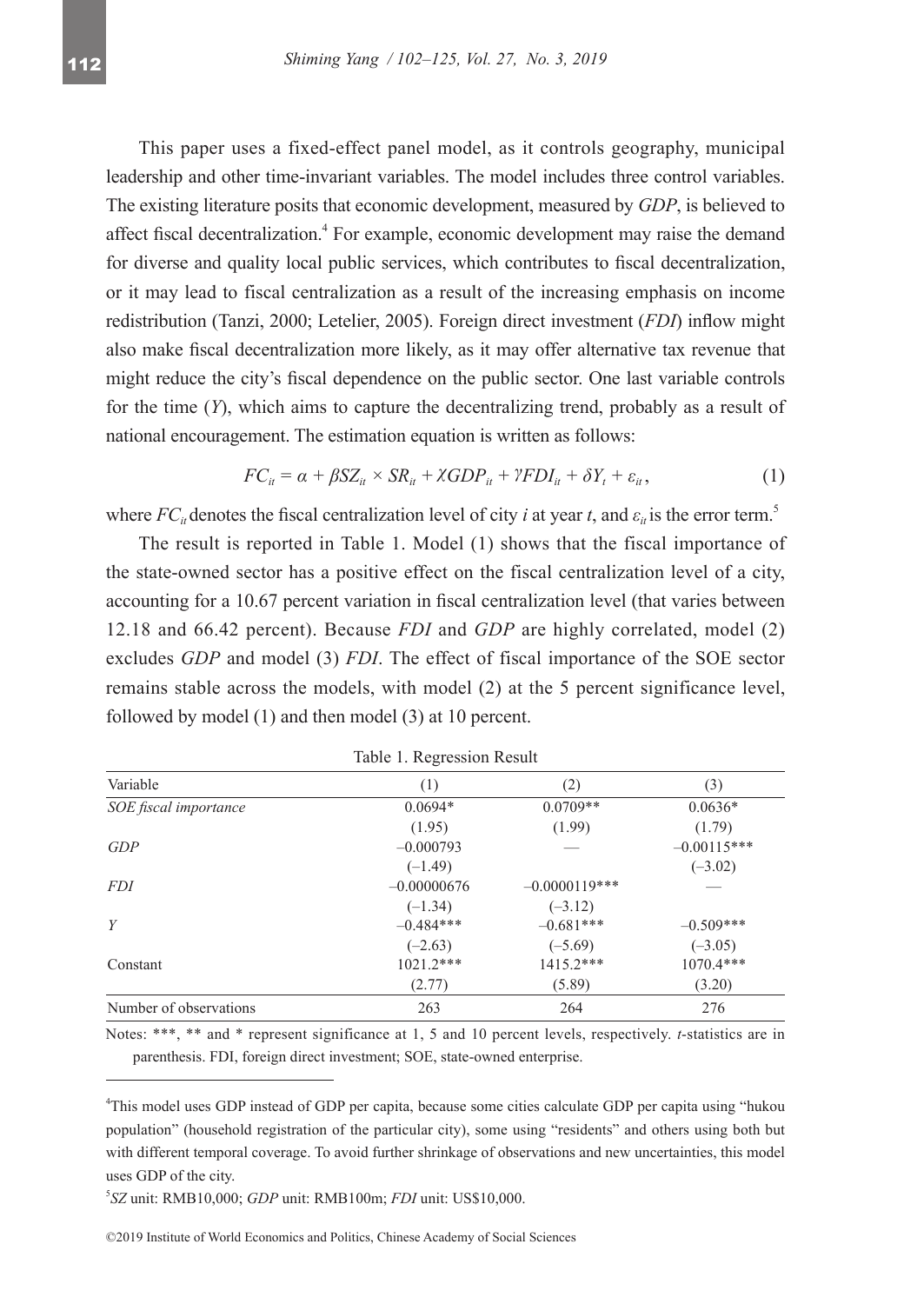This paper uses a fixed-effect panel model, as it controls geography, municipal leadership and other time-invariant variables. The model includes three control variables. The existing literature posits that economic development, measured by *GDP*, is believed to affect fiscal decentralization.[4] For example, economic development may raise the demand for diverse and quality local public services, which contributes to fiscal decentralization, or it may lead to fiscal centralization as a result of the increasing emphasis on income redistribution (Tanzi, 2000; Letelier, 2005). Foreign direct investment (*FDI*) inflow might also make fiscal decentralization more likely, as it may offer alternative tax revenue that might reduce the city's fiscal dependence on the public sector. One last variable controls for the time (*Y*), which aims to capture the decentralizing trend, probably as a result of national encouragement. The estimation equation is written as follows:

$$FC_{it} = \alpha + \beta SZ_{it} \times SR_{it} + \chi GDP_{it} + \gamma FDI_{it} + \delta Y_t + \varepsilon_{it}, \tag{1}$$

where $FC_{it}$ denotes the fiscal centralization level of city $i$ at year $t$, and $\varepsilon_{it}$ is the error term.[5]

The result is reported in Table 1. Model (1) shows that the fiscal importance of the state-owned sector has a positive effect on the fiscal centralization level of a city, accounting for a 10.67 percent variation in fiscal centralization level (that varies between 12.18 and 66.42 percent). Because *FDI* and *GDP* are highly correlated, model (2) excludes *GDP* and model (3) *FDI*. The effect of fiscal importance of the SOE sector remains stable across the models, with model (2) at the 5 percent significance level, followed by model (1) and then model (3) at 10 percent.

Table 1. Regression Result

| Variable | (1) | (2) | (3) |
|---|---|---|---|
| *SOE fiscal importance* | 0.0694* | 0.0709** | 0.0636* |
| | (1.95) | (1.99) | (1.79) |
| *GDP* | –0.000793 | — | –0.00115*** |
| | (–1.49) | | (–3.02) |
| *FDI* | –0.00000676 | –0.0000119*** | — |
| | (–1.34) | (–3.12) | |
| *Y* | –0.484*** | –0.681*** | –0.509*** |
| | (–2.63) | (–5.69) | (–3.05) |
| Constant | 1021.2*** | 1415.2*** | 1070.4*** |
| | (2.77) | (5.89) | (3.20) |
| Number of observations | 263 | 264 | 276 |

Notes: ***, ** and * represent significance at 1, 5 and 10 percent levels, respectively. *t*-statistics are in parenthesis. FDI, foreign direct investment; SOE, state-owned enterprise.

---

[4]This model uses GDP instead of GDP per capita, because some cities calculate GDP per capita using "hukou population" (household registration of the particular city), some using "residents" and others using both but with different temporal coverage. To avoid further shrinkage of observations and new uncertainties, this model uses GDP of the city.

[5]*SZ* unit: RMB10,000; *GDP* unit: RMB100m; *FDI* unit: US$10,000.

©2019 Institute of World Economics and Politics, Chinese Academy of Social Sciences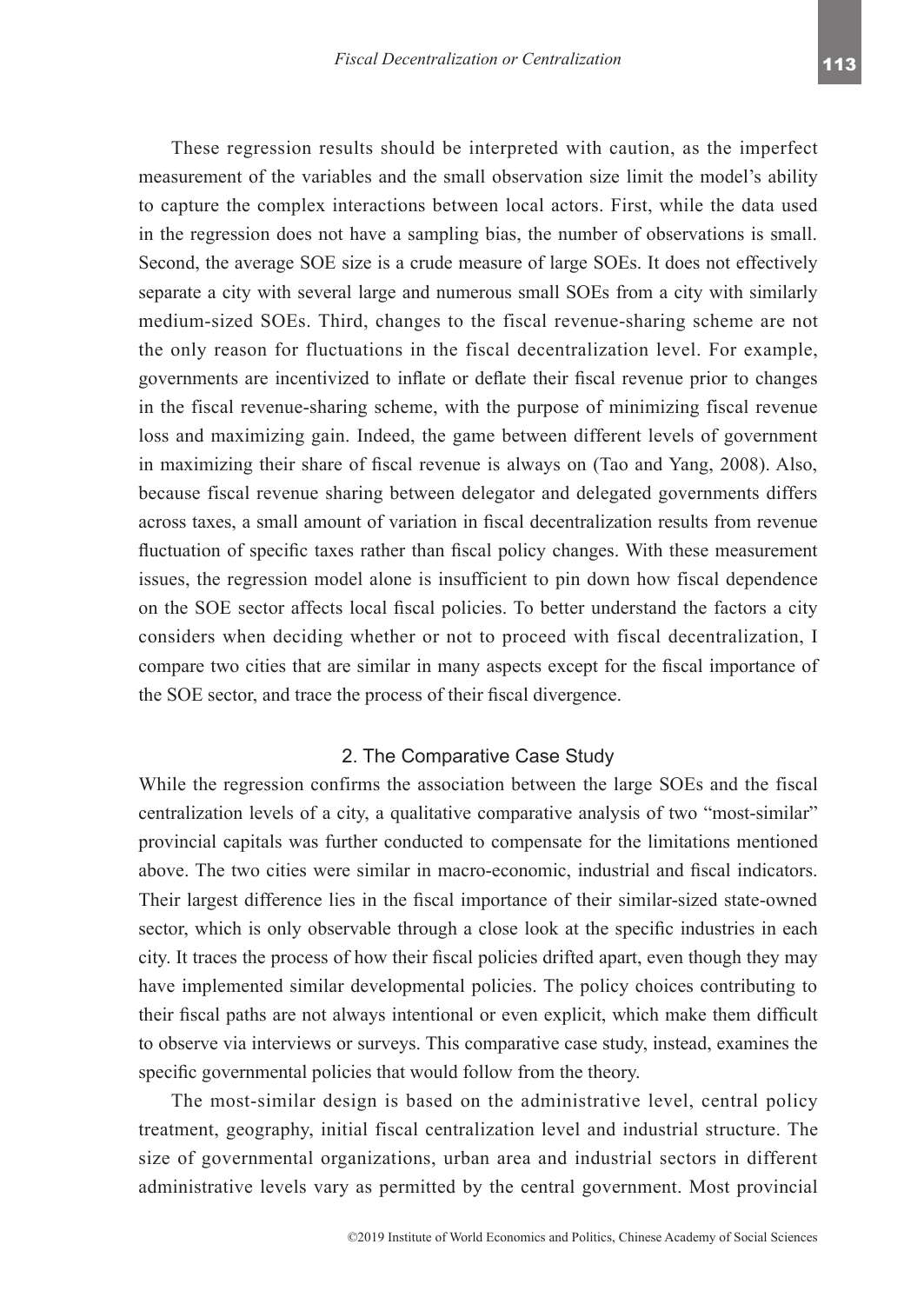These regression results should be interpreted with caution, as the imperfect measurement of the variables and the small observation size limit the model's ability to capture the complex interactions between local actors. First, while the data used in the regression does not have a sampling bias, the number of observations is small. Second, the average SOE size is a crude measure of large SOEs. It does not effectively separate a city with several large and numerous small SOEs from a city with similarly medium-sized SOEs. Third, changes to the fiscal revenue-sharing scheme are not the only reason for fluctuations in the fiscal decentralization level. For example, governments are incentivized to inflate or deflate their fiscal revenue prior to changes in the fiscal revenue-sharing scheme, with the purpose of minimizing fiscal revenue loss and maximizing gain. Indeed, the game between different levels of government in maximizing their share of fiscal revenue is always on (Tao and Yang, 2008). Also, because fiscal revenue sharing between delegator and delegated governments differs across taxes, a small amount of variation in fiscal decentralization results from revenue fluctuation of specific taxes rather than fiscal policy changes. With these measurement issues, the regression model alone is insufficient to pin down how fiscal dependence on the SOE sector affects local fiscal policies. To better understand the factors a city considers when deciding whether or not to proceed with fiscal decentralization, I compare two cities that are similar in many aspects except for the fiscal importance of the SOE sector, and trace the process of their fiscal divergence.

## 2. The Comparative Case Study

While the regression confirms the association between the large SOEs and the fiscal centralization levels of a city, a qualitative comparative analysis of two "most-similar" provincial capitals was further conducted to compensate for the limitations mentioned above. The two cities were similar in macro-economic, industrial and fiscal indicators. Their largest difference lies in the fiscal importance of their similar-sized state-owned sector, which is only observable through a close look at the specific industries in each city. It traces the process of how their fiscal policies drifted apart, even though they may have implemented similar developmental policies. The policy choices contributing to their fiscal paths are not always intentional or even explicit, which make them difficult to observe via interviews or surveys. This comparative case study, instead, examines the specific governmental policies that would follow from the theory.

The most-similar design is based on the administrative level, central policy treatment, geography, initial fiscal centralization level and industrial structure. The size of governmental organizations, urban area and industrial sectors in different administrative levels vary as permitted by the central government. Most provincial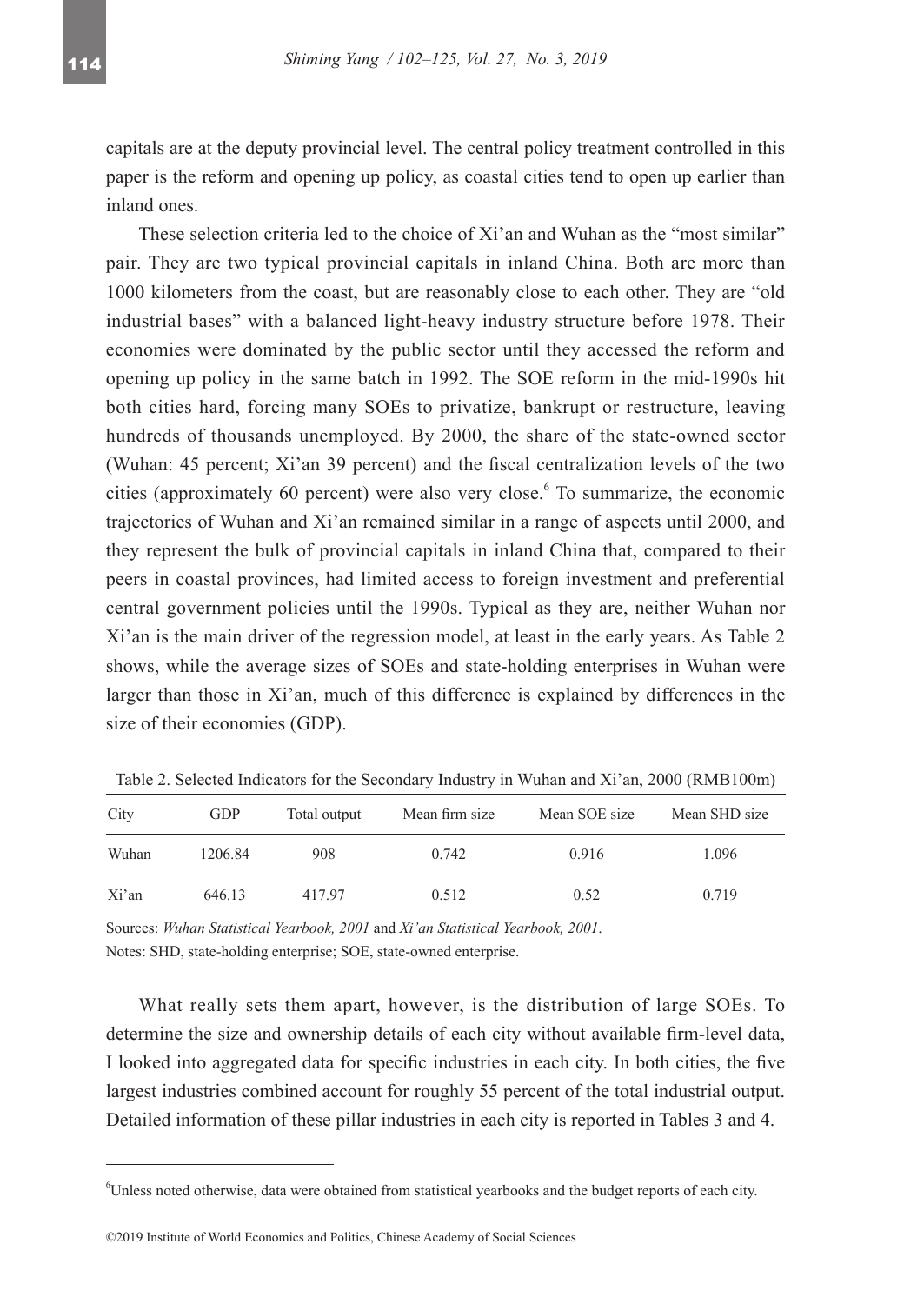capitals are at the deputy provincial level. The central policy treatment controlled in this paper is the reform and opening up policy, as coastal cities tend to open up earlier than inland ones.

These selection criteria led to the choice of Xi'an and Wuhan as the "most similar" pair. They are two typical provincial capitals in inland China. Both are more than 1000 kilometers from the coast, but are reasonably close to each other. They are "old industrial bases" with a balanced light-heavy industry structure before 1978. Their economies were dominated by the public sector until they accessed the reform and opening up policy in the same batch in 1992. The SOE reform in the mid-1990s hit both cities hard, forcing many SOEs to privatize, bankrupt or restructure, leaving hundreds of thousands unemployed. By 2000, the share of the state-owned sector (Wuhan: 45 percent; Xi'an 39 percent) and the fiscal centralization levels of the two cities (approximately 60 percent) were also very close.[6] To summarize, the economic trajectories of Wuhan and Xi'an remained similar in a range of aspects until 2000, and they represent the bulk of provincial capitals in inland China that, compared to their peers in coastal provinces, had limited access to foreign investment and preferential central government policies until the 1990s. Typical as they are, neither Wuhan nor Xi'an is the main driver of the regression model, at least in the early years. As Table 2 shows, while the average sizes of SOEs and state-holding enterprises in Wuhan were larger than those in Xi'an, much of this difference is explained by differences in the size of their economies (GDP).

Table 2. Selected Indicators for the Secondary Industry in Wuhan and Xi'an, 2000 (RMB100m)

| City | GDP | Total output | Mean firm size | Mean SOE size | Mean SHD size |
|---|---|---|---|---|---|
| Wuhan | 1206.84 | 908 | 0.742 | 0.916 | 1.096 |
| Xi'an | 646.13 | 417.97 | 0.512 | 0.52 | 0.719 |

Sources: *Wuhan Statistical Yearbook, 2001* and *Xi'an Statistical Yearbook, 2001*.

Notes: SHD, state-holding enterprise; SOE, state-owned enterprise.

What really sets them apart, however, is the distribution of large SOEs. To determine the size and ownership details of each city without available firm-level data, I looked into aggregated data for specific industries in each city. In both cities, the five largest industries combined account for roughly 55 percent of the total industrial output. Detailed information of these pillar industries in each city is reported in Tables 3 and 4.

[6] Unless noted otherwise, data were obtained from statistical yearbooks and the budget reports of each city.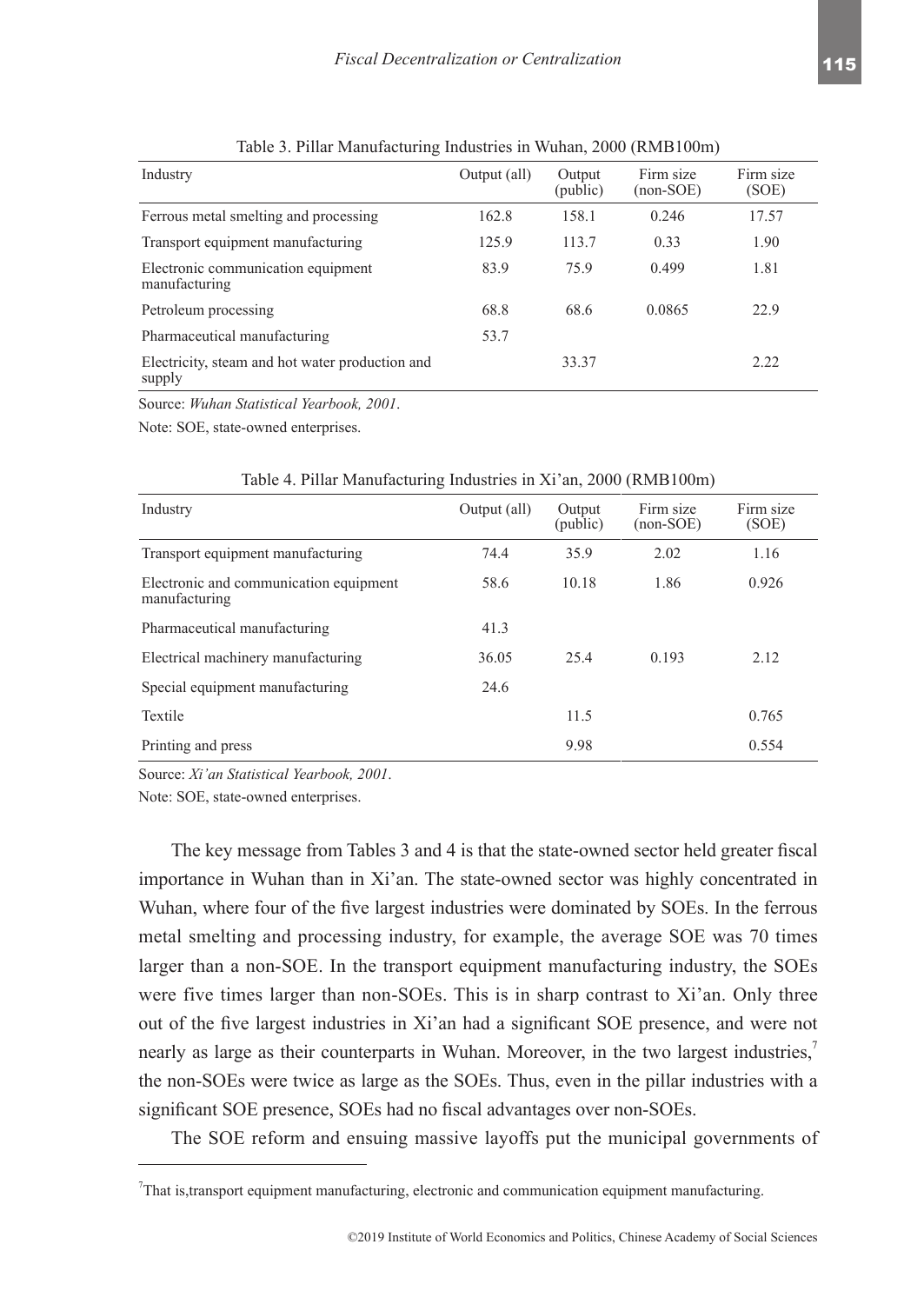Table 3. Pillar Manufacturing Industries in Wuhan, 2000 (RMB100m)

| Industry | Output (all) | Output (public) | Firm size (non-SOE) | Firm size (SOE) |
|---|---|---|---|---|
| Ferrous metal smelting and processing | 162.8 | 158.1 | 0.246 | 17.57 |
| Transport equipment manufacturing | 125.9 | 113.7 | 0.33 | 1.90 |
| Electronic communication equipment manufacturing | 83.9 | 75.9 | 0.499 | 1.81 |
| Petroleum processing | 68.8 | 68.6 | 0.0865 | 22.9 |
| Pharmaceutical manufacturing | 53.7 | | | |
| Electricity, steam and hot water production and supply | | 33.37 | | 2.22 |

Source: *Wuhan Statistical Yearbook, 2001*.

Note: SOE, state-owned enterprises.

Table 4. Pillar Manufacturing Industries in Xi'an, 2000 (RMB100m)

| Industry | Output (all) | Output (public) | Firm size (non-SOE) | Firm size (SOE) |
|---|---|---|---|---|
| Transport equipment manufacturing | 74.4 | 35.9 | 2.02 | 1.16 |
| Electronic and communication equipment manufacturing | 58.6 | 10.18 | 1.86 | 0.926 |
| Pharmaceutical manufacturing | 41.3 | | | |
| Electrical machinery manufacturing | 36.05 | 25.4 | 0.193 | 2.12 |
| Special equipment manufacturing | 24.6 | | | |
| Textile | | 11.5 | | 0.765 |
| Printing and press | | 9.98 | | 0.554 |

Source: *Xi'an Statistical Yearbook, 2001*.

Note: SOE, state-owned enterprises.

The key message from Tables 3 and 4 is that the state-owned sector held greater fiscal importance in Wuhan than in Xi'an. The state-owned sector was highly concentrated in Wuhan, where four of the five largest industries were dominated by SOEs. In the ferrous metal smelting and processing industry, for example, the average SOE was 70 times larger than a non-SOE. In the transport equipment manufacturing industry, the SOEs were five times larger than non-SOEs. This is in sharp contrast to Xi'an. Only three out of the five largest industries in Xi'an had a significant SOE presence, and were not nearly as large as their counterparts in Wuhan. Moreover, in the two largest industries,[7] the non-SOEs were twice as large as the SOEs. Thus, even in the pillar industries with a significant SOE presence, SOEs had no fiscal advantages over non-SOEs.

The SOE reform and ensuing massive layoffs put the municipal governments of

[7] That is,transport equipment manufacturing, electronic and communication equipment manufacturing.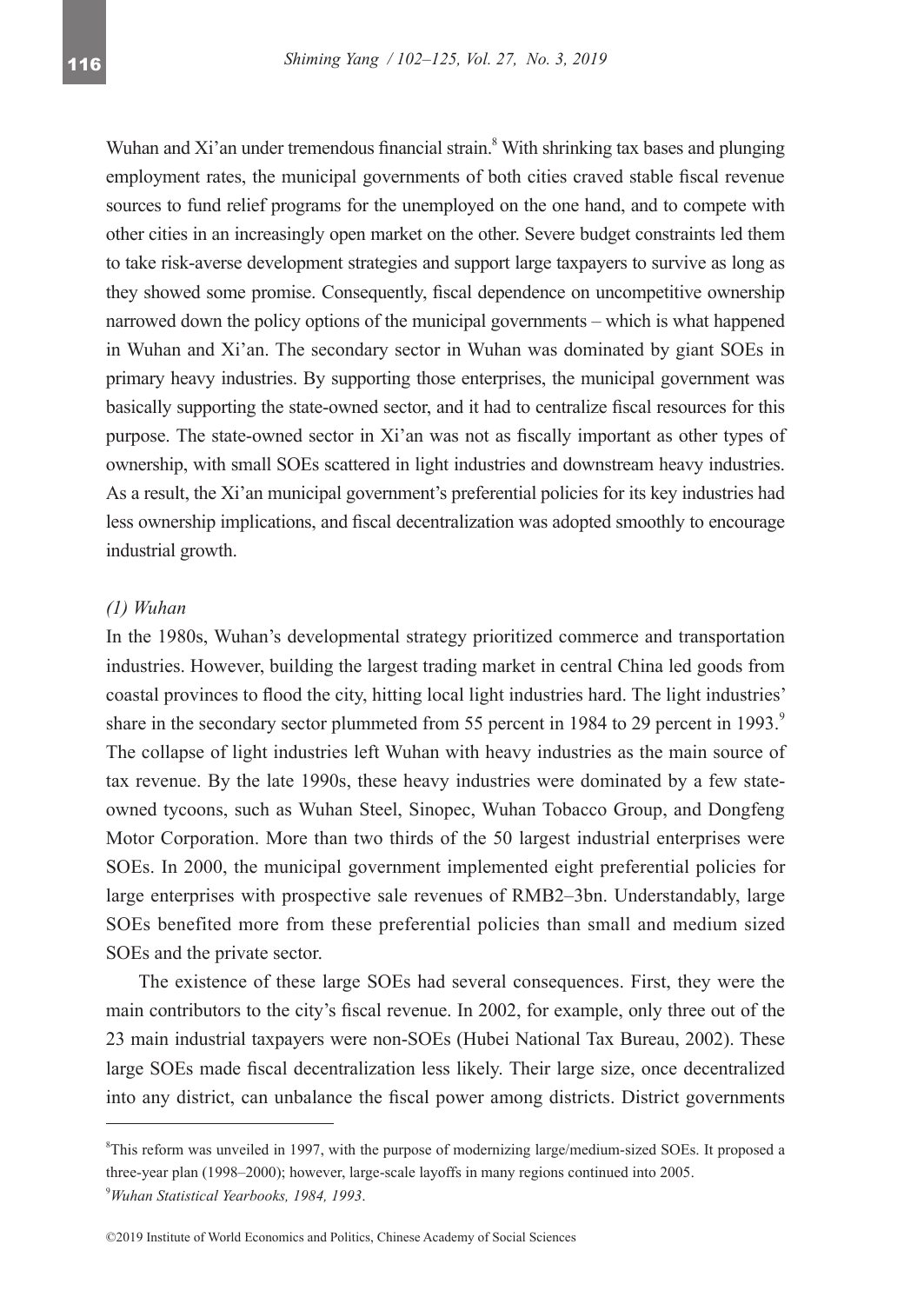Wuhan and Xi'an under tremendous financial strain.[8] With shrinking tax bases and plunging employment rates, the municipal governments of both cities craved stable fiscal revenue sources to fund relief programs for the unemployed on the one hand, and to compete with other cities in an increasingly open market on the other. Severe budget constraints led them to take risk-averse development strategies and support large taxpayers to survive as long as they showed some promise. Consequently, fiscal dependence on uncompetitive ownership narrowed down the policy options of the municipal governments – which is what happened in Wuhan and Xi'an. The secondary sector in Wuhan was dominated by giant SOEs in primary heavy industries. By supporting those enterprises, the municipal government was basically supporting the state-owned sector, and it had to centralize fiscal resources for this purpose. The state-owned sector in Xi'an was not as fiscally important as other types of ownership, with small SOEs scattered in light industries and downstream heavy industries. As a result, the Xi'an municipal government's preferential policies for its key industries had less ownership implications, and fiscal decentralization was adopted smoothly to encourage industrial growth.

*(1) Wuhan*

In the 1980s, Wuhan's developmental strategy prioritized commerce and transportation industries. However, building the largest trading market in central China led goods from coastal provinces to flood the city, hitting local light industries hard. The light industries' share in the secondary sector plummeted from 55 percent in 1984 to 29 percent in 1993.[9] The collapse of light industries left Wuhan with heavy industries as the main source of tax revenue. By the late 1990s, these heavy industries were dominated by a few state-owned tycoons, such as Wuhan Steel, Sinopec, Wuhan Tobacco Group, and Dongfeng Motor Corporation. More than two thirds of the 50 largest industrial enterprises were SOEs. In 2000, the municipal government implemented eight preferential policies for large enterprises with prospective sale revenues of RMB2–3bn. Understandably, large SOEs benefited more from these preferential policies than small and medium sized SOEs and the private sector.

The existence of these large SOEs had several consequences. First, they were the main contributors to the city's fiscal revenue. In 2002, for example, only three out of the 23 main industrial taxpayers were non-SOEs (Hubei National Tax Bureau, 2002). These large SOEs made fiscal decentralization less likely. Their large size, once decentralized into any district, can unbalance the fiscal power among districts. District governments

---

[8] This reform was unveiled in 1997, with the purpose of modernizing large/medium-sized SOEs. It proposed a three-year plan (1998–2000); however, large-scale layoffs in many regions continued into 2005.

[9] *Wuhan Statistical Yearbooks, 1984, 1993*.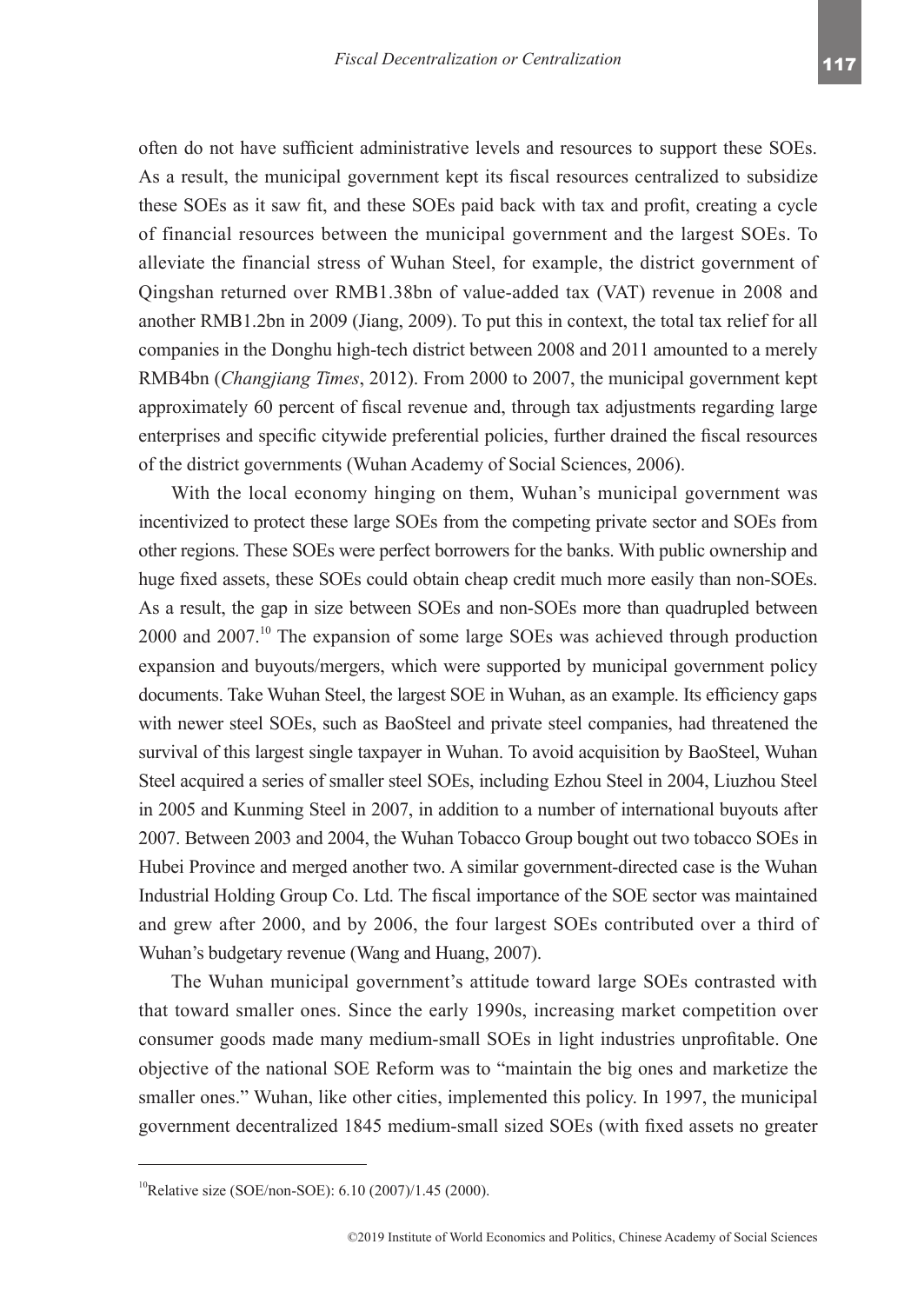often do not have sufficient administrative levels and resources to support these SOEs. As a result, the municipal government kept its fiscal resources centralized to subsidize these SOEs as it saw fit, and these SOEs paid back with tax and profit, creating a cycle of financial resources between the municipal government and the largest SOEs. To alleviate the financial stress of Wuhan Steel, for example, the district government of Qingshan returned over RMB1.38bn of value-added tax (VAT) revenue in 2008 and another RMB1.2bn in 2009 (Jiang, 2009). To put this in context, the total tax relief for all companies in the Donghu high-tech district between 2008 and 2011 amounted to a merely RMB4bn (*Changjiang Times*, 2012). From 2000 to 2007, the municipal government kept approximately 60 percent of fiscal revenue and, through tax adjustments regarding large enterprises and specific citywide preferential policies, further drained the fiscal resources of the district governments (Wuhan Academy of Social Sciences, 2006).

With the local economy hinging on them, Wuhan's municipal government was incentivized to protect these large SOEs from the competing private sector and SOEs from other regions. These SOEs were perfect borrowers for the banks. With public ownership and huge fixed assets, these SOEs could obtain cheap credit much more easily than non-SOEs. As a result, the gap in size between SOEs and non-SOEs more than quadrupled between 2000 and 2007.[10] The expansion of some large SOEs was achieved through production expansion and buyouts/mergers, which were supported by municipal government policy documents. Take Wuhan Steel, the largest SOE in Wuhan, as an example. Its efficiency gaps with newer steel SOEs, such as BaoSteel and private steel companies, had threatened the survival of this largest single taxpayer in Wuhan. To avoid acquisition by BaoSteel, Wuhan Steel acquired a series of smaller steel SOEs, including Ezhou Steel in 2004, Liuzhou Steel in 2005 and Kunming Steel in 2007, in addition to a number of international buyouts after 2007. Between 2003 and 2004, the Wuhan Tobacco Group bought out two tobacco SOEs in Hubei Province and merged another two. A similar government-directed case is the Wuhan Industrial Holding Group Co. Ltd. The fiscal importance of the SOE sector was maintained and grew after 2000, and by 2006, the four largest SOEs contributed over a third of Wuhan's budgetary revenue (Wang and Huang, 2007).

The Wuhan municipal government's attitude toward large SOEs contrasted with that toward smaller ones. Since the early 1990s, increasing market competition over consumer goods made many medium-small SOEs in light industries unprofitable. One objective of the national SOE Reform was to "maintain the big ones and marketize the smaller ones." Wuhan, like other cities, implemented this policy. In 1997, the municipal government decentralized 1845 medium-small sized SOEs (with fixed assets no greater

---

[10] Relative size (SOE/non-SOE): 6.10 (2007)/1.45 (2000).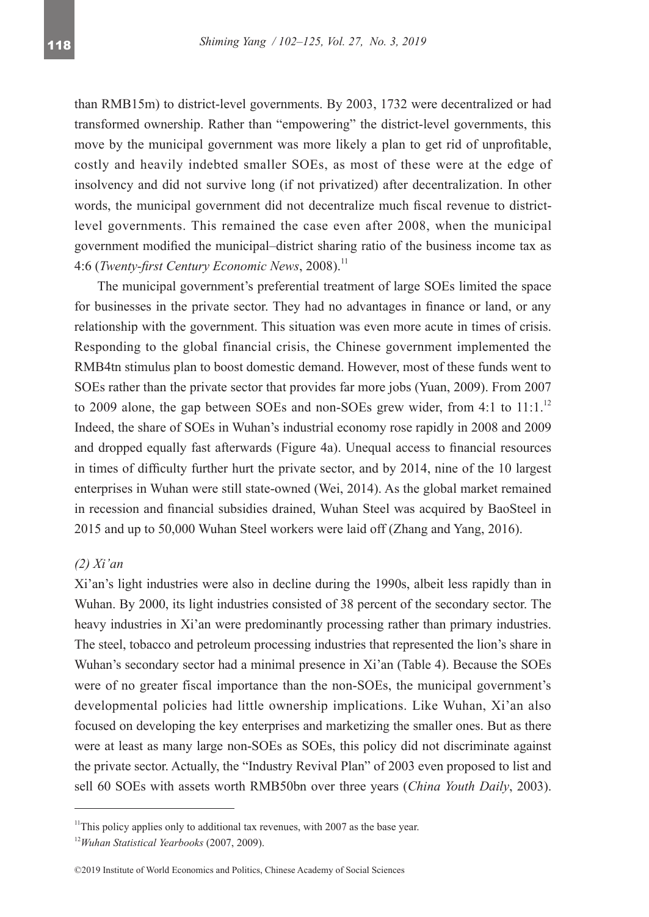than RMB15m) to district-level governments. By 2003, 1732 were decentralized or had transformed ownership. Rather than "empowering" the district-level governments, this move by the municipal government was more likely a plan to get rid of unprofitable, costly and heavily indebted smaller SOEs, as most of these were at the edge of insolvency and did not survive long (if not privatized) after decentralization. In other words, the municipal government did not decentralize much fiscal revenue to district-level governments. This remained the case even after 2008, when the municipal government modified the municipal–district sharing ratio of the business income tax as 4:6 (*Twenty-first Century Economic News*, 2008).[11]

The municipal government's preferential treatment of large SOEs limited the space for businesses in the private sector. They had no advantages in finance or land, or any relationship with the government. This situation was even more acute in times of crisis. Responding to the global financial crisis, the Chinese government implemented the RMB4tn stimulus plan to boost domestic demand. However, most of these funds went to SOEs rather than the private sector that provides far more jobs (Yuan, 2009). From 2007 to 2009 alone, the gap between SOEs and non-SOEs grew wider, from 4:1 to 11:1.[12] Indeed, the share of SOEs in Wuhan's industrial economy rose rapidly in 2008 and 2009 and dropped equally fast afterwards (Figure 4a). Unequal access to financial resources in times of difficulty further hurt the private sector, and by 2014, nine of the 10 largest enterprises in Wuhan were still state-owned (Wei, 2014). As the global market remained in recession and financial subsidies drained, Wuhan Steel was acquired by BaoSteel in 2015 and up to 50,000 Wuhan Steel workers were laid off (Zhang and Yang, 2016).

*(2) Xi'an*

Xi'an's light industries were also in decline during the 1990s, albeit less rapidly than in Wuhan. By 2000, its light industries consisted of 38 percent of the secondary sector. The heavy industries in Xi'an were predominantly processing rather than primary industries. The steel, tobacco and petroleum processing industries that represented the lion's share in Wuhan's secondary sector had a minimal presence in Xi'an (Table 4). Because the SOEs were of no greater fiscal importance than the non-SOEs, the municipal government's developmental policies had little ownership implications. Like Wuhan, Xi'an also focused on developing the key enterprises and marketizing the smaller ones. But as there were at least as many large non-SOEs as SOEs, this policy did not discriminate against the private sector. Actually, the "Industry Revival Plan" of 2003 even proposed to list and sell 60 SOEs with assets worth RMB50bn over three years (*China Youth Daily*, 2003).

---

[11] This policy applies only to additional tax revenues, with 2007 as the base year.

[12] *Wuhan Statistical Yearbooks* (2007, 2009).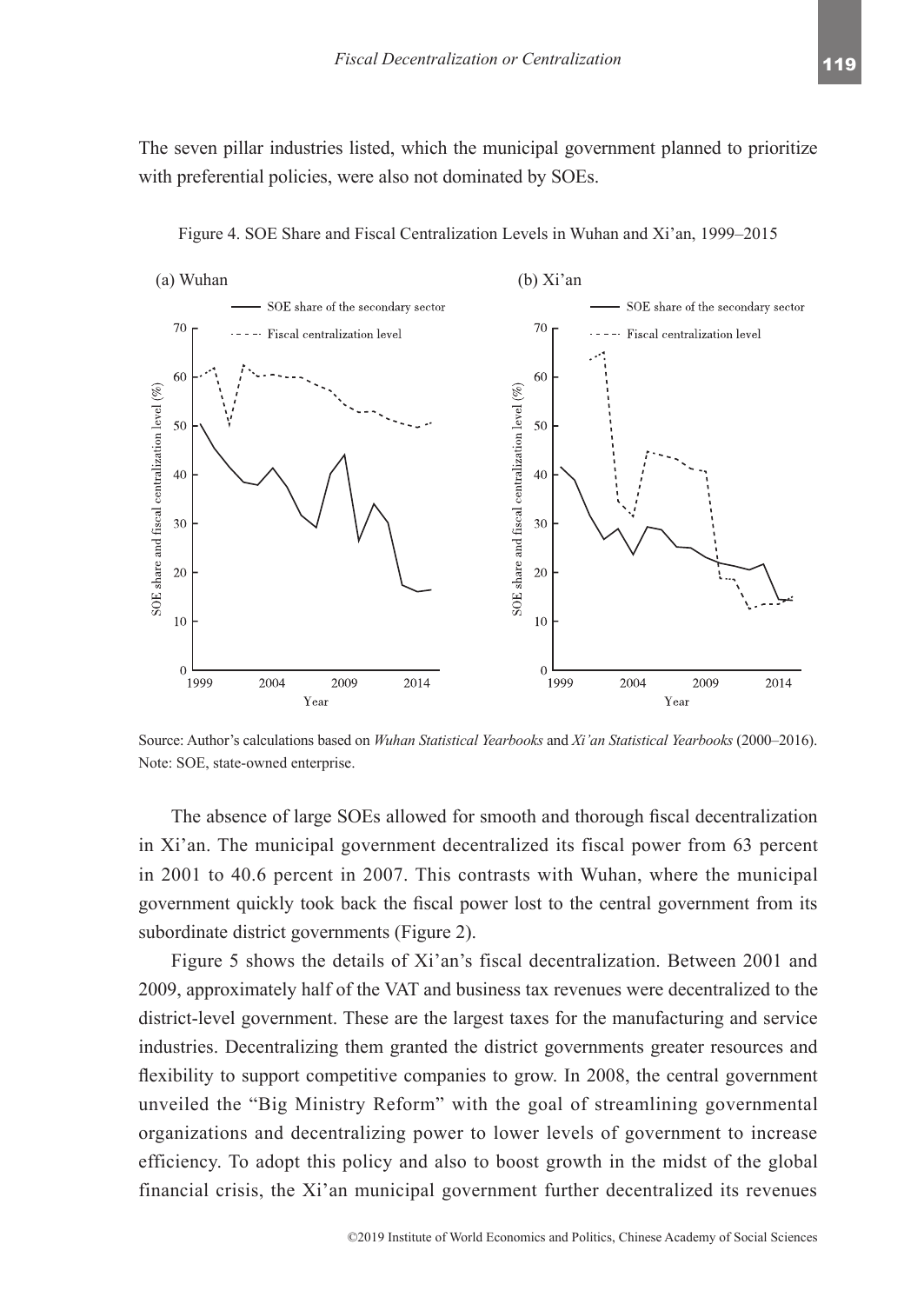The seven pillar industries listed, which the municipal government planned to prioritize with preferential policies, were also not dominated by SOEs.

Figure 4. SOE Share and Fiscal Centralization Levels in Wuhan and Xi'an, 1999–2015

Source: Author's calculations based on *Wuhan Statistical Yearbooks* and *Xi'an Statistical Yearbooks* (2000–2016).
Note: SOE, state-owned enterprise.

The absence of large SOEs allowed for smooth and thorough fiscal decentralization in Xi'an. The municipal government decentralized its fiscal power from 63 percent in 2001 to 40.6 percent in 2007. This contrasts with Wuhan, where the municipal government quickly took back the fiscal power lost to the central government from its subordinate district governments (Figure 2).

Figure 5 shows the details of Xi'an's fiscal decentralization. Between 2001 and 2009, approximately half of the VAT and business tax revenues were decentralized to the district-level government. These are the largest taxes for the manufacturing and service industries. Decentralizing them granted the district governments greater resources and flexibility to support competitive companies to grow. In 2008, the central government unveiled the "Big Ministry Reform" with the goal of streamlining governmental organizations and decentralizing power to lower levels of government to increase efficiency. To adopt this policy and also to boost growth in the midst of the global financial crisis, the Xi'an municipal government further decentralized its revenues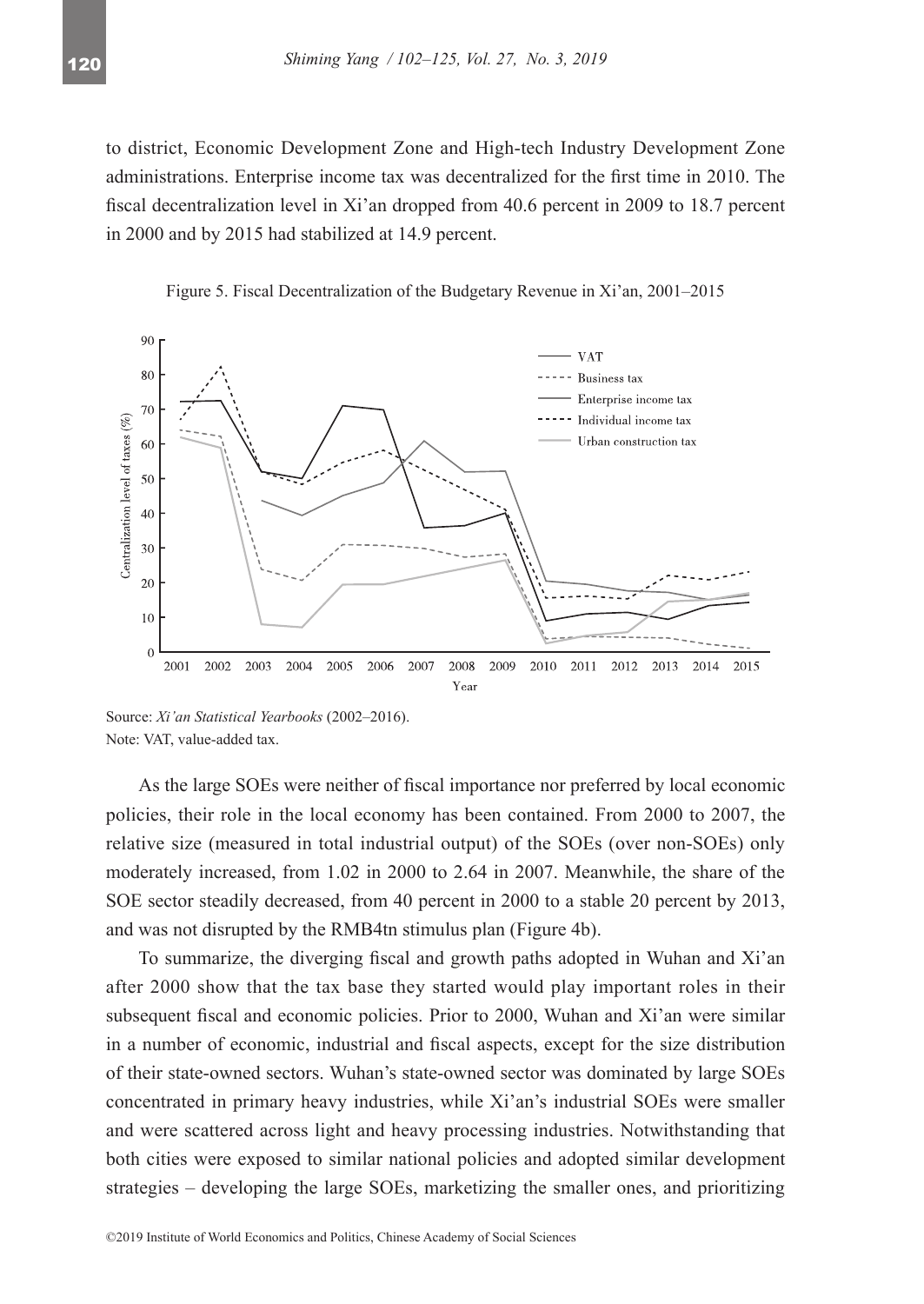to district, Economic Development Zone and High-tech Industry Development Zone administrations. Enterprise income tax was decentralized for the first time in 2010. The fiscal decentralization level in Xi'an dropped from 40.6 percent in 2009 to 18.7 percent in 2000 and by 2015 had stabilized at 14.9 percent.

Figure 5. Fiscal Decentralization of the Budgetary Revenue in Xi'an, 2001–2015

Source: *Xi'an Statistical Yearbooks* (2002–2016).
Note: VAT, value-added tax.

As the large SOEs were neither of fiscal importance nor preferred by local economic policies, their role in the local economy has been contained. From 2000 to 2007, the relative size (measured in total industrial output) of the SOEs (over non-SOEs) only moderately increased, from 1.02 in 2000 to 2.64 in 2007. Meanwhile, the share of the SOE sector steadily decreased, from 40 percent in 2000 to a stable 20 percent by 2013, and was not disrupted by the RMB4tn stimulus plan (Figure 4b).

To summarize, the diverging fiscal and growth paths adopted in Wuhan and Xi'an after 2000 show that the tax base they started would play important roles in their subsequent fiscal and economic policies. Prior to 2000, Wuhan and Xi'an were similar in a number of economic, industrial and fiscal aspects, except for the size distribution of their state-owned sectors. Wuhan's state-owned sector was dominated by large SOEs concentrated in primary heavy industries, while Xi'an's industrial SOEs were smaller and were scattered across light and heavy processing industries. Notwithstanding that both cities were exposed to similar national policies and adopted similar development strategies – developing the large SOEs, marketizing the smaller ones, and prioritizing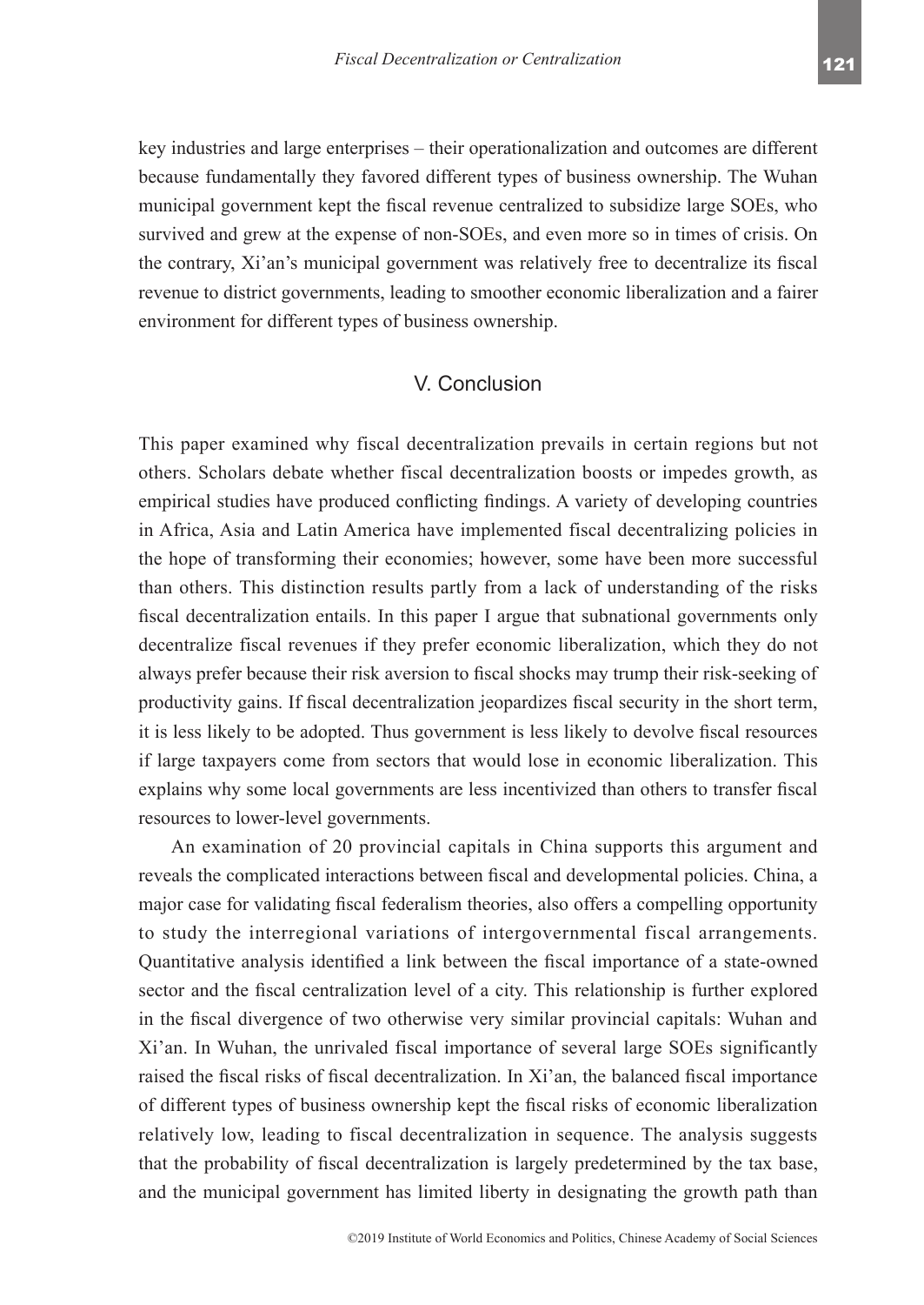key industries and large enterprises – their operationalization and outcomes are different because fundamentally they favored different types of business ownership. The Wuhan municipal government kept the fiscal revenue centralized to subsidize large SOEs, who survived and grew at the expense of non-SOEs, and even more so in times of crisis. On the contrary, Xi'an's municipal government was relatively free to decentralize its fiscal revenue to district governments, leading to smoother economic liberalization and a fairer environment for different types of business ownership.

## V. Conclusion

This paper examined why fiscal decentralization prevails in certain regions but not others. Scholars debate whether fiscal decentralization boosts or impedes growth, as empirical studies have produced conflicting findings. A variety of developing countries in Africa, Asia and Latin America have implemented fiscal decentralizing policies in the hope of transforming their economies; however, some have been more successful than others. This distinction results partly from a lack of understanding of the risks fiscal decentralization entails. In this paper I argue that subnational governments only decentralize fiscal revenues if they prefer economic liberalization, which they do not always prefer because their risk aversion to fiscal shocks may trump their risk-seeking of productivity gains. If fiscal decentralization jeopardizes fiscal security in the short term, it is less likely to be adopted. Thus government is less likely to devolve fiscal resources if large taxpayers come from sectors that would lose in economic liberalization. This explains why some local governments are less incentivized than others to transfer fiscal resources to lower-level governments.

An examination of 20 provincial capitals in China supports this argument and reveals the complicated interactions between fiscal and developmental policies. China, a major case for validating fiscal federalism theories, also offers a compelling opportunity to study the interregional variations of intergovernmental fiscal arrangements. Quantitative analysis identified a link between the fiscal importance of a state-owned sector and the fiscal centralization level of a city. This relationship is further explored in the fiscal divergence of two otherwise very similar provincial capitals: Wuhan and Xi'an. In Wuhan, the unrivaled fiscal importance of several large SOEs significantly raised the fiscal risks of fiscal decentralization. In Xi'an, the balanced fiscal importance of different types of business ownership kept the fiscal risks of economic liberalization relatively low, leading to fiscal decentralization in sequence. The analysis suggests that the probability of fiscal decentralization is largely predetermined by the tax base, and the municipal government has limited liberty in designating the growth path than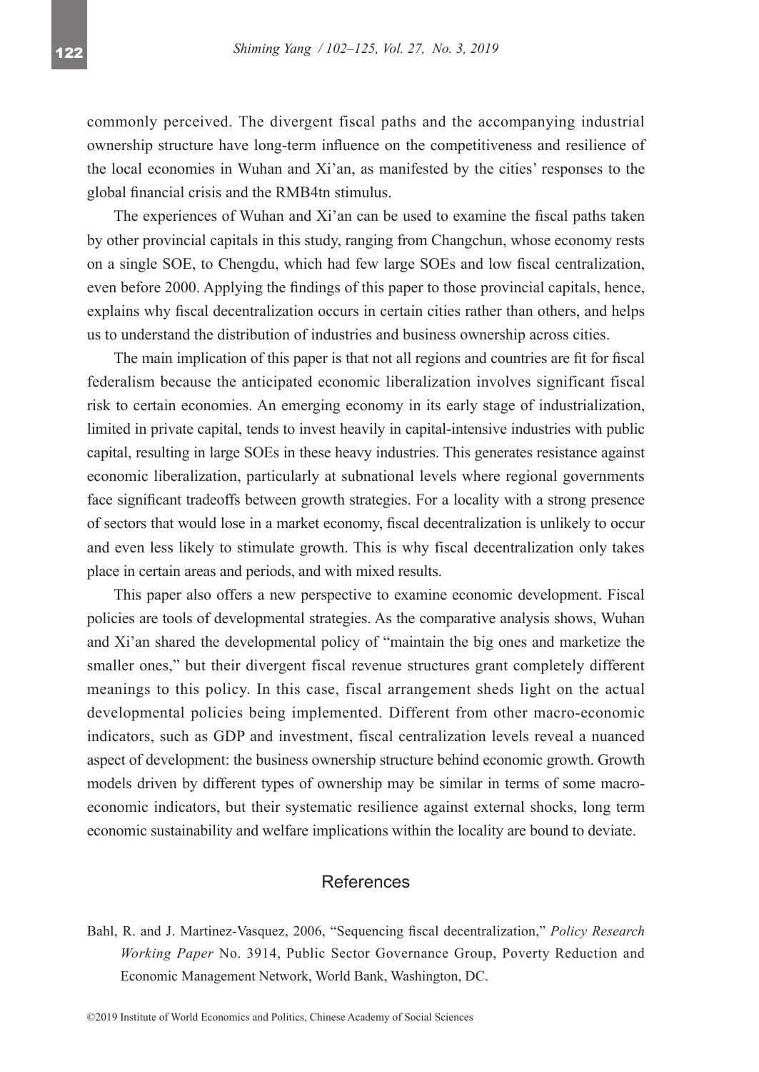commonly perceived. The divergent fiscal paths and the accompanying industrial ownership structure have long-term influence on the competitiveness and resilience of the local economies in Wuhan and Xi'an, as manifested by the cities' responses to the global financial crisis and the RMB4tn stimulus.

The experiences of Wuhan and Xi'an can be used to examine the fiscal paths taken by other provincial capitals in this study, ranging from Changchun, whose economy rests on a single SOE, to Chengdu, which had few large SOEs and low fiscal centralization, even before 2000. Applying the findings of this paper to those provincial capitals, hence, explains why fiscal decentralization occurs in certain cities rather than others, and helps us to understand the distribution of industries and business ownership across cities.

The main implication of this paper is that not all regions and countries are fit for fiscal federalism because the anticipated economic liberalization involves significant fiscal risk to certain economies. An emerging economy in its early stage of industrialization, limited in private capital, tends to invest heavily in capital-intensive industries with public capital, resulting in large SOEs in these heavy industries. This generates resistance against economic liberalization, particularly at subnational levels where regional governments face significant tradeoffs between growth strategies. For a locality with a strong presence of sectors that would lose in a market economy, fiscal decentralization is unlikely to occur and even less likely to stimulate growth. This is why fiscal decentralization only takes place in certain areas and periods, and with mixed results.

This paper also offers a new perspective to examine economic development. Fiscal policies are tools of developmental strategies. As the comparative analysis shows, Wuhan and Xi'an shared the developmental policy of "maintain the big ones and marketize the smaller ones," but their divergent fiscal revenue structures grant completely different meanings to this policy. In this case, fiscal arrangement sheds light on the actual developmental policies being implemented. Different from other macro-economic indicators, such as GDP and investment, fiscal centralization levels reveal a nuanced aspect of development: the business ownership structure behind economic growth. Growth models driven by different types of ownership may be similar in terms of some macro-economic indicators, but their systematic resilience against external shocks, long term economic sustainability and welfare implications within the locality are bound to deviate.

## References

Bahl, R. and J. Martinez-Vasquez, 2006, "Sequencing fiscal decentralization," *Policy Research Working Paper* No. 3914, Public Sector Governance Group, Poverty Reduction and Economic Management Network, World Bank, Washington, DC.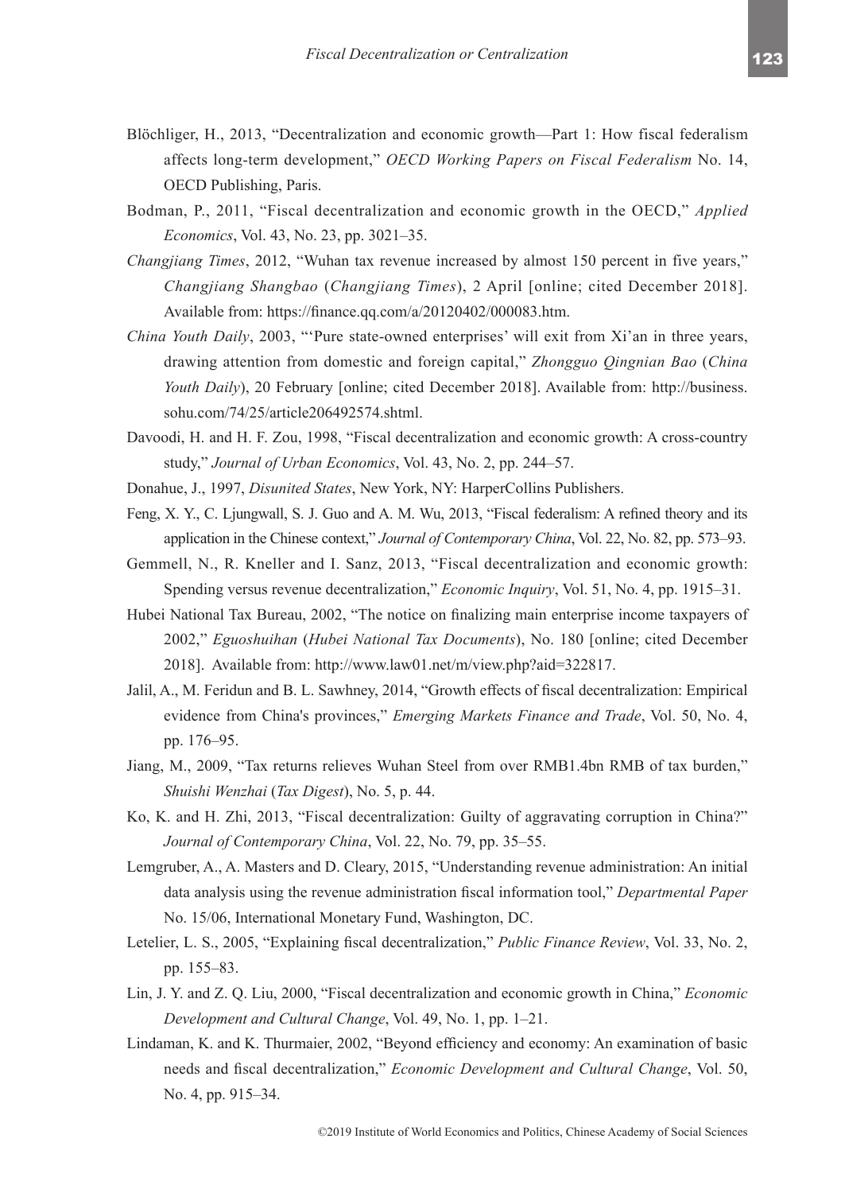Blöchliger, H., 2013, "Decentralization and economic growth—Part 1: How fiscal federalism affects long-term development," *OECD Working Papers on Fiscal Federalism* No. 14, OECD Publishing, Paris.

Bodman, P., 2011, "Fiscal decentralization and economic growth in the OECD," *Applied Economics*, Vol. 43, No. 23, pp. 3021–35.

*Changjiang Times*, 2012, "Wuhan tax revenue increased by almost 150 percent in five years," *Changjiang Shangbao* (*Changjiang Times*), 2 April [online; cited December 2018]. Available from: https://finance.qq.com/a/20120402/000083.htm.

*China Youth Daily*, 2003, "'Pure state-owned enterprises' will exit from Xi'an in three years, drawing attention from domestic and foreign capital," *Zhongguo Qingnian Bao* (*China Youth Daily*), 20 February [online; cited December 2018]. Available from: http://business.sohu.com/74/25/article206492574.shtml.

Davoodi, H. and H. F. Zou, 1998, "Fiscal decentralization and economic growth: A cross-country study," *Journal of Urban Economics*, Vol. 43, No. 2, pp. 244–57.

Donahue, J., 1997, *Disunited States*, New York, NY: HarperCollins Publishers.

Feng, X. Y., C. Ljungwall, S. J. Guo and A. M. Wu, 2013, "Fiscal federalism: A refined theory and its application in the Chinese context," *Journal of Contemporary China*, Vol. 22, No. 82, pp. 573–93.

Gemmell, N., R. Kneller and I. Sanz, 2013, "Fiscal decentralization and economic growth: Spending versus revenue decentralization," *Economic Inquiry*, Vol. 51, No. 4, pp. 1915–31.

Hubei National Tax Bureau, 2002, "The notice on finalizing main enterprise income taxpayers of 2002," *Eguoshuihan* (*Hubei National Tax Documents*), No. 180 [online; cited December 2018]. Available from: http://www.law01.net/m/view.php?aid=322817.

Jalil, A., M. Feridun and B. L. Sawhney, 2014, "Growth effects of fiscal decentralization: Empirical evidence from China's provinces," *Emerging Markets Finance and Trade*, Vol. 50, No. 4, pp. 176–95.

Jiang, M., 2009, "Tax returns relieves Wuhan Steel from over RMB1.4bn RMB of tax burden," *Shuishi Wenzhai* (*Tax Digest*), No. 5, p. 44.

Ko, K. and H. Zhi, 2013, "Fiscal decentralization: Guilty of aggravating corruption in China?" *Journal of Contemporary China*, Vol. 22, No. 79, pp. 35–55.

Lemgruber, A., A. Masters and D. Cleary, 2015, "Understanding revenue administration: An initial data analysis using the revenue administration fiscal information tool," *Departmental Paper* No. 15/06, International Monetary Fund, Washington, DC.

Letelier, L. S., 2005, "Explaining fiscal decentralization," *Public Finance Review*, Vol. 33, No. 2, pp. 155–83.

Lin, J. Y. and Z. Q. Liu, 2000, "Fiscal decentralization and economic growth in China," *Economic Development and Cultural Change*, Vol. 49, No. 1, pp. 1–21.

Lindaman, K. and K. Thurmaier, 2002, "Beyond efficiency and economy: An examination of basic needs and fiscal decentralization," *Economic Development and Cultural Change*, Vol. 50, No. 4, pp. 915–34.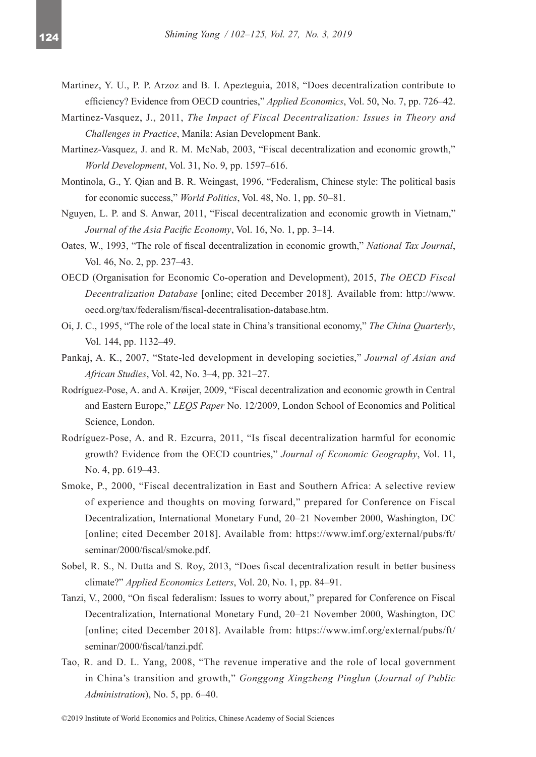Martinez, Y. U., P. P. Arzoz and B. I. Apezteguia, 2018, "Does decentralization contribute to efficiency? Evidence from OECD countries," *Applied Economics*, Vol. 50, No. 7, pp. 726–42.

Martinez-Vasquez, J., 2011, *The Impact of Fiscal Decentralization: Issues in Theory and Challenges in Practice*, Manila: Asian Development Bank.

Martinez-Vasquez, J. and R. M. McNab, 2003, "Fiscal decentralization and economic growth," *World Development*, Vol. 31, No. 9, pp. 1597–616.

Montinola, G., Y. Qian and B. R. Weingast, 1996, "Federalism, Chinese style: The political basis for economic success," *World Politics*, Vol. 48, No. 1, pp. 50–81.

Nguyen, L. P. and S. Anwar, 2011, "Fiscal decentralization and economic growth in Vietnam," *Journal of the Asia Pacific Economy*, Vol. 16, No. 1, pp. 3–14.

Oates, W., 1993, "The role of fiscal decentralization in economic growth," *National Tax Journal*, Vol. 46, No. 2, pp. 237–43.

OECD (Organisation for Economic Co-operation and Development), 2015, *The OECD Fiscal Decentralization Database* [online; cited December 2018]. Available from: http://www.oecd.org/tax/federalism/fiscal-decentralisation-database.htm.

Oi, J. C., 1995, "The role of the local state in China's transitional economy," *The China Quarterly*, Vol. 144, pp. 1132–49.

Pankaj, A. K., 2007, "State-led development in developing societies," *Journal of Asian and African Studies*, Vol. 42, No. 3–4, pp. 321–27.

Rodríguez-Pose, A. and A. Krøijer, 2009, "Fiscal decentralization and economic growth in Central and Eastern Europe," *LEQS Paper* No. 12/2009, London School of Economics and Political Science, London.

Rodríguez-Pose, A. and R. Ezcurra, 2011, "Is fiscal decentralization harmful for economic growth? Evidence from the OECD countries," *Journal of Economic Geography*, Vol. 11, No. 4, pp. 619–43.

Smoke, P., 2000, "Fiscal decentralization in East and Southern Africa: A selective review of experience and thoughts on moving forward," prepared for Conference on Fiscal Decentralization, International Monetary Fund, 20–21 November 2000, Washington, DC [online; cited December 2018]. Available from: https://www.imf.org/external/pubs/ft/seminar/2000/fiscal/smoke.pdf.

Sobel, R. S., N. Dutta and S. Roy, 2013, "Does fiscal decentralization result in better business climate?" *Applied Economics Letters*, Vol. 20, No. 1, pp. 84–91.

Tanzi, V., 2000, "On fiscal federalism: Issues to worry about," prepared for Conference on Fiscal Decentralization, International Monetary Fund, 20–21 November 2000, Washington, DC [online; cited December 2018]. Available from: https://www.imf.org/external/pubs/ft/seminar/2000/fiscal/tanzi.pdf.

Tao, R. and D. L. Yang, 2008, "The revenue imperative and the role of local government in China's transition and growth," *Gonggong Xingzheng Pinglun* (*Journal of Public Administration*), No. 5, pp. 6–40.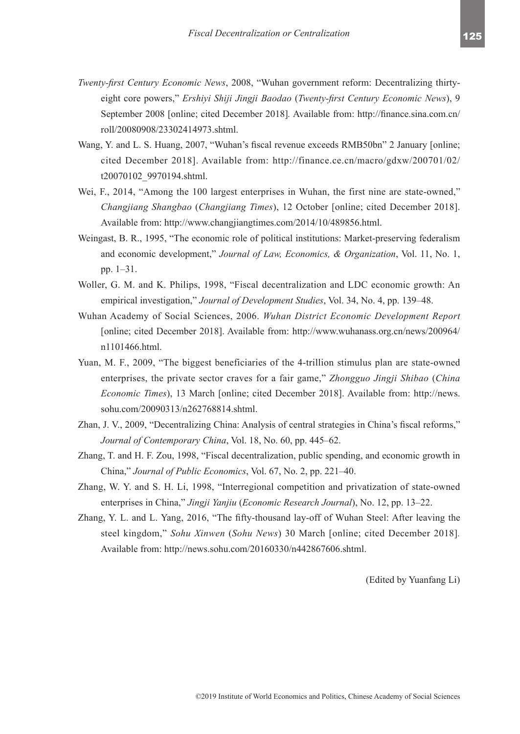*Twenty-first Century Economic News*, 2008, "Wuhan government reform: Decentralizing thirty-eight core powers," *Ershiyi Shiji Jingji Baodao* (*Twenty-first Century Economic News*), 9 September 2008 [online; cited December 2018]. Available from: http://finance.sina.com.cn/roll/20080908/23302414973.shtml.

Wang, Y. and L. S. Huang, 2007, "Wuhan's fiscal revenue exceeds RMB50bn" 2 January [online; cited December 2018]. Available from: http://finance.ce.cn/macro/gdxw/200701/02/t20070102_9970194.shtml.

Wei, F., 2014, "Among the 100 largest enterprises in Wuhan, the first nine are state-owned," *Changjiang Shangbao* (*Changjiang Times*), 12 October [online; cited December 2018]. Available from: http://www.changjiangtimes.com/2014/10/489856.html.

Weingast, B. R., 1995, "The economic role of political institutions: Market-preserving federalism and economic development," *Journal of Law, Economics, & Organization*, Vol. 11, No. 1, pp. 1–31.

Woller, G. M. and K. Philips, 1998, "Fiscal decentralization and LDC economic growth: An empirical investigation," *Journal of Development Studies*, Vol. 34, No. 4, pp. 139–48.

Wuhan Academy of Social Sciences, 2006. *Wuhan District Economic Development Report* [online; cited December 2018]. Available from: http://www.wuhanass.org.cn/news/200964/n1101466.html.

Yuan, M. F., 2009, "The biggest beneficiaries of the 4-trillion stimulus plan are state-owned enterprises, the private sector craves for a fair game," *Zhongguo Jingji Shibao* (*China Economic Times*), 13 March [online; cited December 2018]. Available from: http://news.sohu.com/20090313/n262768814.shtml.

Zhan, J. V., 2009, "Decentralizing China: Analysis of central strategies in China's fiscal reforms," *Journal of Contemporary China*, Vol. 18, No. 60, pp. 445–62.

Zhang, T. and H. F. Zou, 1998, "Fiscal decentralization, public spending, and economic growth in China," *Journal of Public Economics*, Vol. 67, No. 2, pp. 221–40.

Zhang, W. Y. and S. H. Li, 1998, "Interregional competition and privatization of state-owned enterprises in China," *Jingji Yanjiu* (*Economic Research Journal*), No. 12, pp. 13–22.

Zhang, Y. L. and L. Yang, 2016, "The fifty-thousand lay-off of Wuhan Steel: After leaving the steel kingdom," *Sohu Xinwen* (*Sohu News*) 30 March [online; cited December 2018]. Available from: http://news.sohu.com/20160330/n442867606.shtml.

(Edited by Yuanfang Li)